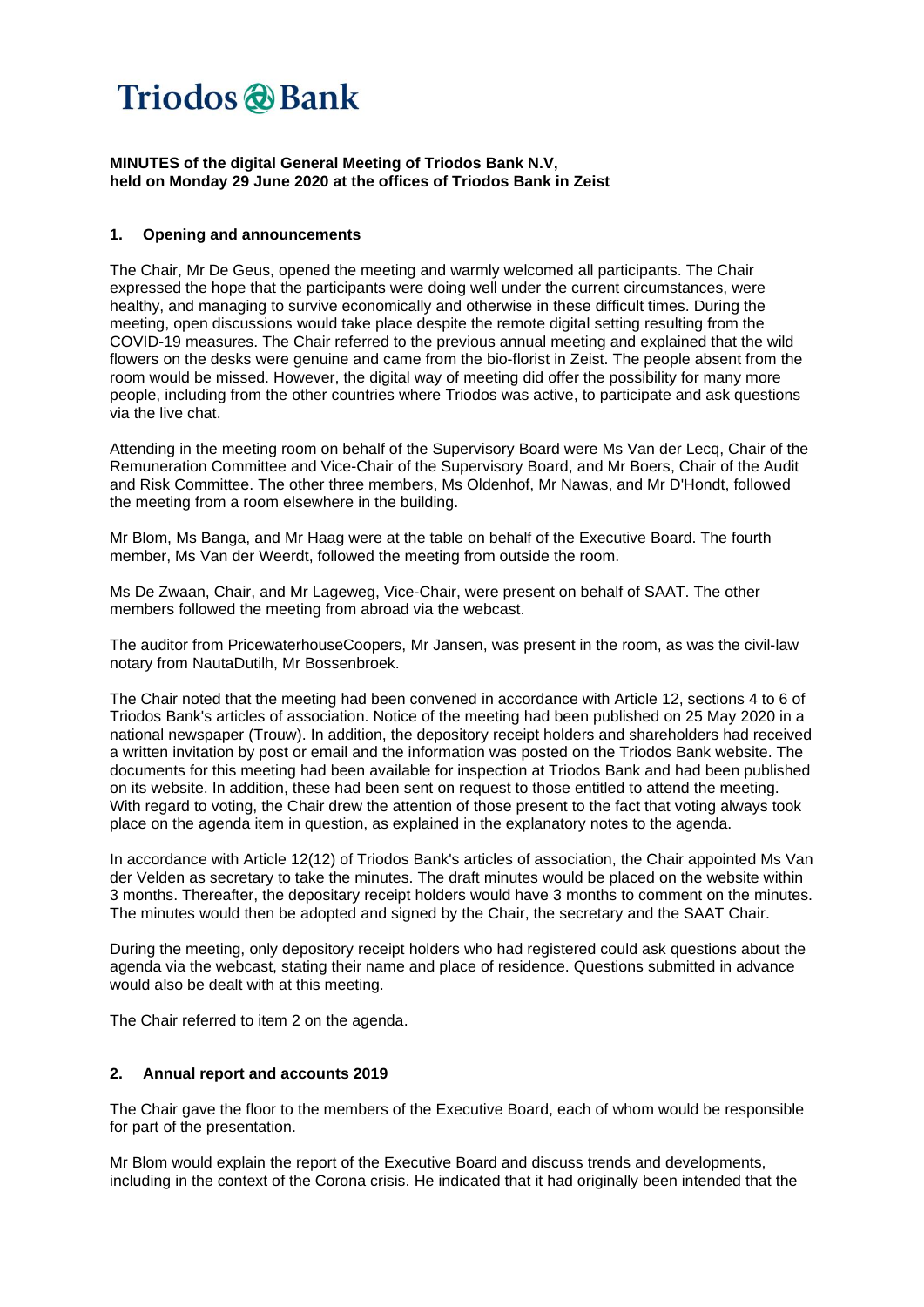# Triodos Bank

**MINUTES of the digital General Meeting of Triodos Bank N.V, held on Monday 29 June 2020 at the offices of Triodos Bank in Zeist**

## 1. Opening and announcements

The Chair, Mr De Geus, opened the meeting and warmly welcomed all participants. The Chair expressed the hope that the participants were doing well under the current circumstances, were healthy, and managing to survive economically and otherwise in these difficult times. During the meeting, open discussions would take place despite the remote digital setting resulting from the COVID-19 measures. The Chair referred to the previous annual meeting and explained that the wild flowers on the desks were genuine and came from the bio-florist in Zeist. The people absent from the room would be missed. However, the digital way of meeting did offer the possibility for many more people, including from the other countries where Triodos was active, to participate and ask questions via the live chat.

Attending in the meeting room on behalf of the Supervisory Board were Ms Van der Lecq, Chair of the Remuneration Committee and Vice-Chair of the Supervisory Board, and Mr Boers, Chair of the Audit and Risk Committee. The other three members, Ms Oldenhof, Mr Nawas, and Mr D'Hondt, followed the meeting from a room elsewhere in the building.

Mr Blom, Ms Banga, and Mr Haag were at the table on behalf of the Executive Board. The fourth member, Ms Van der Weerdt, followed the meeting from outside the room.

Ms De Zwaan, Chair, and Mr Lageweg, Vice-Chair, were present on behalf of SAAT. The other members followed the meeting from abroad via the webcast.

The auditor from PricewaterhouseCoopers, Mr Jansen, was present in the room, as was the civil-law notary from NautaDutilh, Mr Bossenbroek.

The Chair noted that the meeting had been convened in accordance with Article 12, sections 4 to 6 of Triodos Bank's articles of association. Notice of the meeting had been published on 25 May 2020 in a national newspaper (Trouw). In addition, the depository receipt holders and shareholders had received a written invitation by post or email and the information was posted on the Triodos Bank website. The documents for this meeting had been available for inspection at Triodos Bank and had been published on its website. In addition, these had been sent on request to those entitled to attend the meeting. With regard to voting, the Chair drew the attention of those present to the fact that voting always took place on the agenda item in question, as explained in the explanatory notes to the agenda.

In accordance with Article 12(12) of Triodos Bank's articles of association, the Chair appointed Ms Van der Velden as secretary to take the minutes. The draft minutes would be placed on the website within 3 months. Thereafter, the depositary receipt holders would have 3 months to comment on the minutes. The minutes would then be adopted and signed by the Chair, the secretary and the SAAT Chair.

During the meeting, only depository receipt holders who had registered could ask questions about the agenda via the webcast, stating their name and place of residence. Questions submitted in advance would also be dealt with at this meeting.

The Chair referred to item 2 on the agenda.

## 2. Annual report and accounts 2019

The Chair gave the floor to the members of the Executive Board, each of whom would be responsible for part of the presentation.

Mr Blom would explain the report of the Executive Board and discuss trends and developments, including in the context of the Corona crisis. He indicated that it had originally been intended that the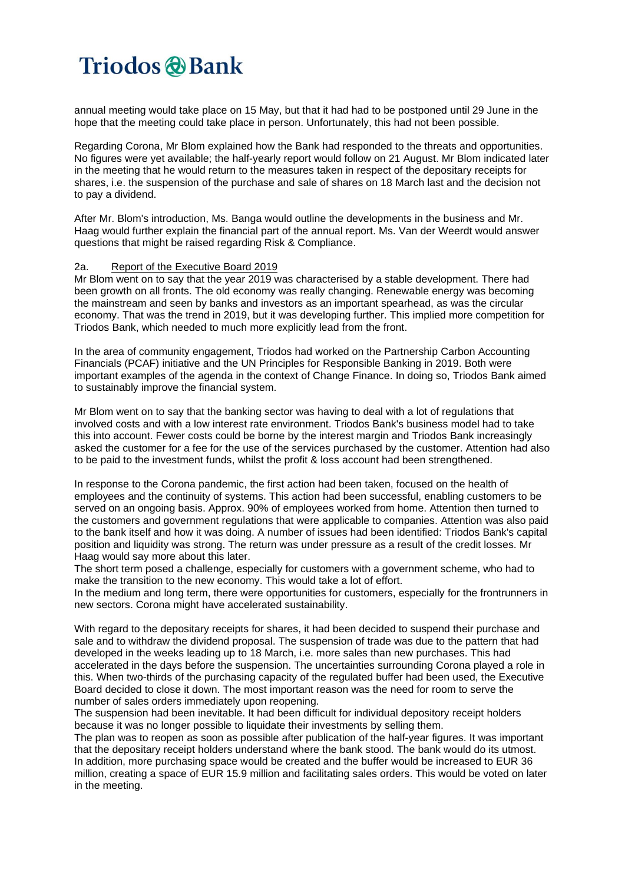annual meeting would take place on 15 May, but that it had had to be postponed until 29 June in the hope that the meeting could take place in person. Unfortunately, this had not been possible.

Regarding Corona, Mr Blom explained how the Bank had responded to the threats and opportunities. No figures were yet available; the half-yearly report would follow on 21 August. Mr Blom indicated later in the meeting that he would return to the measures taken in respect of the depositary receipts for shares, i.e. the suspension of the purchase and sale of shares on 18 March last and the decision not to pay a dividend.

After Mr. Blom's introduction, Ms. Banga would outline the developments in the business and Mr. Haag would further explain the financial part of the annual report. Ms. Van der Weerdt would answer questions that might be raised regarding Risk & Compliance.

2a. Report of the Executive Board 2019

Mr Blom went on to say that the year 2019 was characterised by a stable development. There had been growth on all fronts. The old economy was really changing. Renewable energy was becoming the mainstream and seen by banks and investors as an important spearhead, as was the circular economy. That was the trend in 2019, but it was developing further. This implied more competition for Triodos Bank, which needed to much more explicitly lead from the front.

In the area of community engagement, Triodos had worked on the Partnership Carbon Accounting Financials (PCAF) initiative and the UN Principles for Responsible Banking in 2019. Both were important examples of the agenda in the context of Change Finance. In doing so, Triodos Bank aimed to sustainably improve the financial system.

Mr Blom went on to say that the banking sector was having to deal with a lot of regulations that involved costs and with a low interest rate environment. Triodos Bank's business model had to take this into account. Fewer costs could be borne by the interest margin and Triodos Bank increasingly asked the customer for a fee for the use of the services purchased by the customer. Attention had also to be paid to the investment funds, whilst the profit & loss account had been strengthened.

In response to the Corona pandemic, the first action had been taken, focused on the health of employees and the continuity of systems. This action had been successful, enabling customers to be served on an ongoing basis. Approx. 90% of employees worked from home. Attention then turned to the customers and government regulations that were applicable to companies. Attention was also paid to the bank itself and how it was doing. A number of issues had been identified: Triodos Bank's capital position and liquidity was strong. The return was under pressure as a result of the credit losses. Mr Haag would say more about this later.
The short term posed a challenge, especially for customers with a government scheme, who had to make the transition to the new economy. This would take a lot of effort.
In the medium and long term, there were opportunities for customers, especially for the frontrunners in new sectors. Corona might have accelerated sustainability.

With regard to the depositary receipts for shares, it had been decided to suspend their purchase and sale and to withdraw the dividend proposal. The suspension of trade was due to the pattern that had developed in the weeks leading up to 18 March, i.e. more sales than new purchases. This had accelerated in the days before the suspension. The uncertainties surrounding Corona played a role in this. When two-thirds of the purchasing capacity of the regulated buffer had been used, the Executive Board decided to close it down. The most important reason was the need for room to serve the number of sales orders immediately upon reopening.
The suspension had been inevitable. It had been difficult for individual depository receipt holders because it was no longer possible to liquidate their investments by selling them.
The plan was to reopen as soon as possible after publication of the half-year figures. It was important that the depositary receipt holders understand where the bank stood. The bank would do its utmost. In addition, more purchasing space would be created and the buffer would be increased to EUR 36 million, creating a space of EUR 15.9 million and facilitating sales orders. This would be voted on later in the meeting.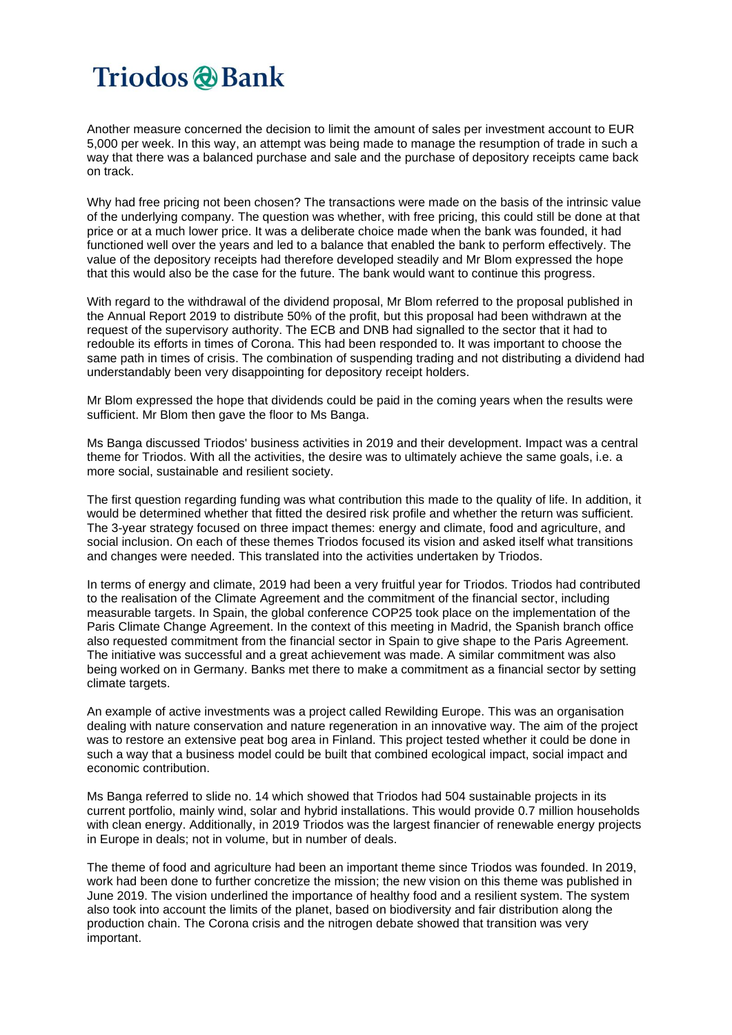Another measure concerned the decision to limit the amount of sales per investment account to EUR 5,000 per week. In this way, an attempt was being made to manage the resumption of trade in such a way that there was a balanced purchase and sale and the purchase of depository receipts came back on track.

Why had free pricing not been chosen? The transactions were made on the basis of the intrinsic value of the underlying company. The question was whether, with free pricing, this could still be done at that price or at a much lower price. It was a deliberate choice made when the bank was founded, it had functioned well over the years and led to a balance that enabled the bank to perform effectively. The value of the depository receipts had therefore developed steadily and Mr Blom expressed the hope that this would also be the case for the future. The bank would want to continue this progress.

With regard to the withdrawal of the dividend proposal, Mr Blom referred to the proposal published in the Annual Report 2019 to distribute 50% of the profit, but this proposal had been withdrawn at the request of the supervisory authority. The ECB and DNB had signalled to the sector that it had to redouble its efforts in times of Corona. This had been responded to. It was important to choose the same path in times of crisis. The combination of suspending trading and not distributing a dividend had understandably been very disappointing for depository receipt holders.

Mr Blom expressed the hope that dividends could be paid in the coming years when the results were sufficient. Mr Blom then gave the floor to Ms Banga.

Ms Banga discussed Triodos' business activities in 2019 and their development. Impact was a central theme for Triodos. With all the activities, the desire was to ultimately achieve the same goals, i.e. a more social, sustainable and resilient society.

The first question regarding funding was what contribution this made to the quality of life. In addition, it would be determined whether that fitted the desired risk profile and whether the return was sufficient. The 3-year strategy focused on three impact themes: energy and climate, food and agriculture, and social inclusion. On each of these themes Triodos focused its vision and asked itself what transitions and changes were needed. This translated into the activities undertaken by Triodos.

In terms of energy and climate, 2019 had been a very fruitful year for Triodos. Triodos had contributed to the realisation of the Climate Agreement and the commitment of the financial sector, including measurable targets. In Spain, the global conference COP25 took place on the implementation of the Paris Climate Change Agreement. In the context of this meeting in Madrid, the Spanish branch office also requested commitment from the financial sector in Spain to give shape to the Paris Agreement. The initiative was successful and a great achievement was made. A similar commitment was also being worked on in Germany. Banks met there to make a commitment as a financial sector by setting climate targets.

An example of active investments was a project called Rewilding Europe. This was an organisation dealing with nature conservation and nature regeneration in an innovative way. The aim of the project was to restore an extensive peat bog area in Finland. This project tested whether it could be done in such a way that a business model could be built that combined ecological impact, social impact and economic contribution.

Ms Banga referred to slide no. 14 which showed that Triodos had 504 sustainable projects in its current portfolio, mainly wind, solar and hybrid installations. This would provide 0.7 million households with clean energy. Additionally, in 2019 Triodos was the largest financier of renewable energy projects in Europe in deals; not in volume, but in number of deals.

The theme of food and agriculture had been an important theme since Triodos was founded. In 2019, work had been done to further concretize the mission; the new vision on this theme was published in June 2019. The vision underlined the importance of healthy food and a resilient system. The system also took into account the limits of the planet, based on biodiversity and fair distribution along the production chain. The Corona crisis and the nitrogen debate showed that transition was very important.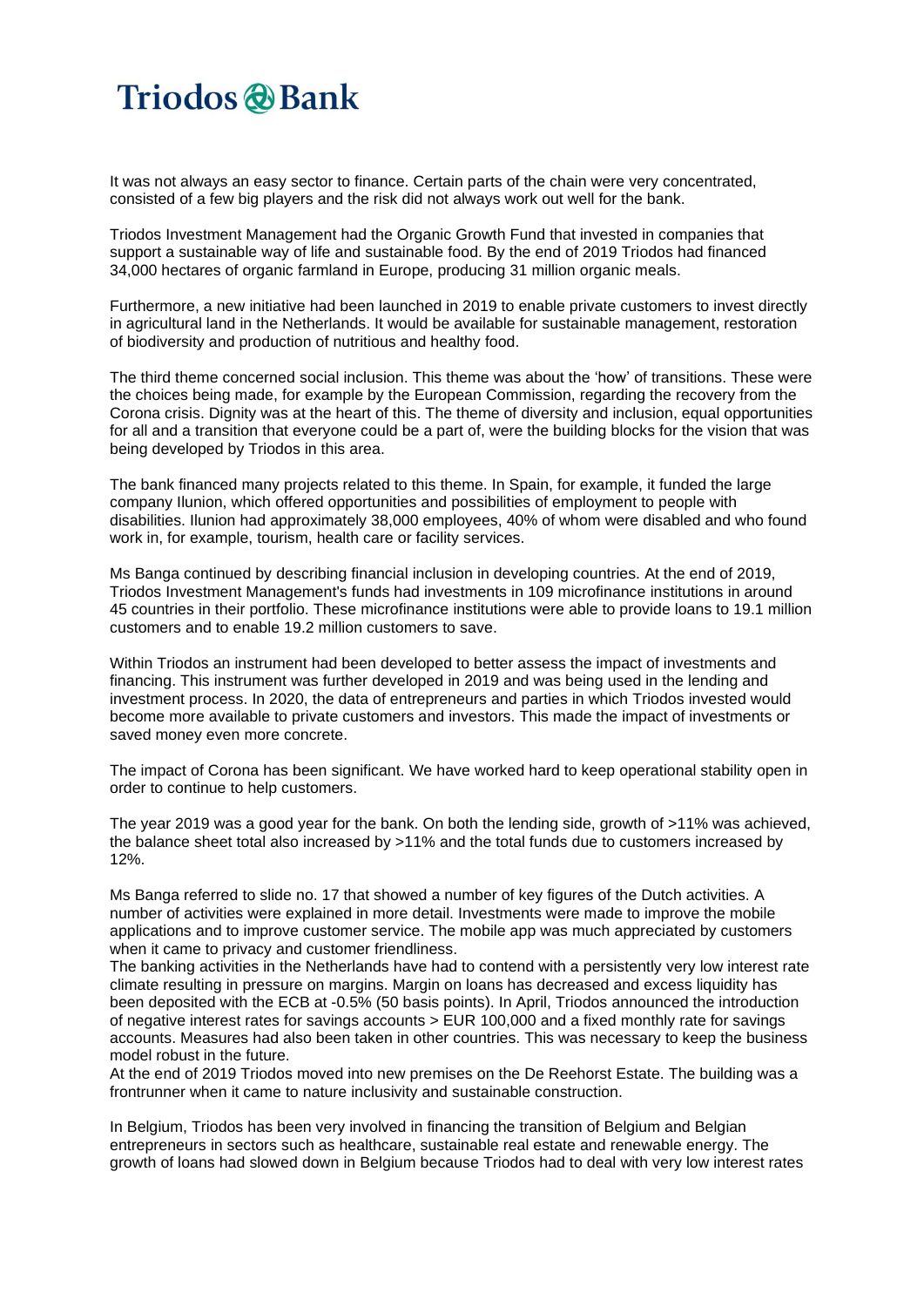It was not always an easy sector to finance. Certain parts of the chain were very concentrated, consisted of a few big players and the risk did not always work out well for the bank.

Triodos Investment Management had the Organic Growth Fund that invested in companies that support a sustainable way of life and sustainable food. By the end of 2019 Triodos had financed 34,000 hectares of organic farmland in Europe, producing 31 million organic meals.

Furthermore, a new initiative had been launched in 2019 to enable private customers to invest directly in agricultural land in the Netherlands. It would be available for sustainable management, restoration of biodiversity and production of nutritious and healthy food.

The third theme concerned social inclusion. This theme was about the 'how' of transitions. These were the choices being made, for example by the European Commission, regarding the recovery from the Corona crisis. Dignity was at the heart of this. The theme of diversity and inclusion, equal opportunities for all and a transition that everyone could be a part of, were the building blocks for the vision that was being developed by Triodos in this area.

The bank financed many projects related to this theme. In Spain, for example, it funded the large company Ilunion, which offered opportunities and possibilities of employment to people with disabilities. Ilunion had approximately 38,000 employees, 40% of whom were disabled and who found work in, for example, tourism, health care or facility services.

Ms Banga continued by describing financial inclusion in developing countries. At the end of 2019, Triodos Investment Management's funds had investments in 109 microfinance institutions in around 45 countries in their portfolio. These microfinance institutions were able to provide loans to 19.1 million customers and to enable 19.2 million customers to save.

Within Triodos an instrument had been developed to better assess the impact of investments and financing. This instrument was further developed in 2019 and was being used in the lending and investment process. In 2020, the data of entrepreneurs and parties in which Triodos invested would become more available to private customers and investors. This made the impact of investments or saved money even more concrete.

The impact of Corona has been significant. We have worked hard to keep operational stability open in order to continue to help customers.

The year 2019 was a good year for the bank. On both the lending side, growth of >11% was achieved, the balance sheet total also increased by >11% and the total funds due to customers increased by 12%.

Ms Banga referred to slide no. 17 that showed a number of key figures of the Dutch activities. A number of activities were explained in more detail. Investments were made to improve the mobile applications and to improve customer service. The mobile app was much appreciated by customers when it came to privacy and customer friendliness.
The banking activities in the Netherlands have had to contend with a persistently very low interest rate climate resulting in pressure on margins. Margin on loans has decreased and excess liquidity has been deposited with the ECB at -0.5% (50 basis points). In April, Triodos announced the introduction of negative interest rates for savings accounts > EUR 100,000 and a fixed monthly rate for savings accounts. Measures had also been taken in other countries. This was necessary to keep the business model robust in the future.
At the end of 2019 Triodos moved into new premises on the De Reehorst Estate. The building was a frontrunner when it came to nature inclusivity and sustainable construction.

In Belgium, Triodos has been very involved in financing the transition of Belgium and Belgian entrepreneurs in sectors such as healthcare, sustainable real estate and renewable energy. The growth of loans had slowed down in Belgium because Triodos had to deal with very low interest rates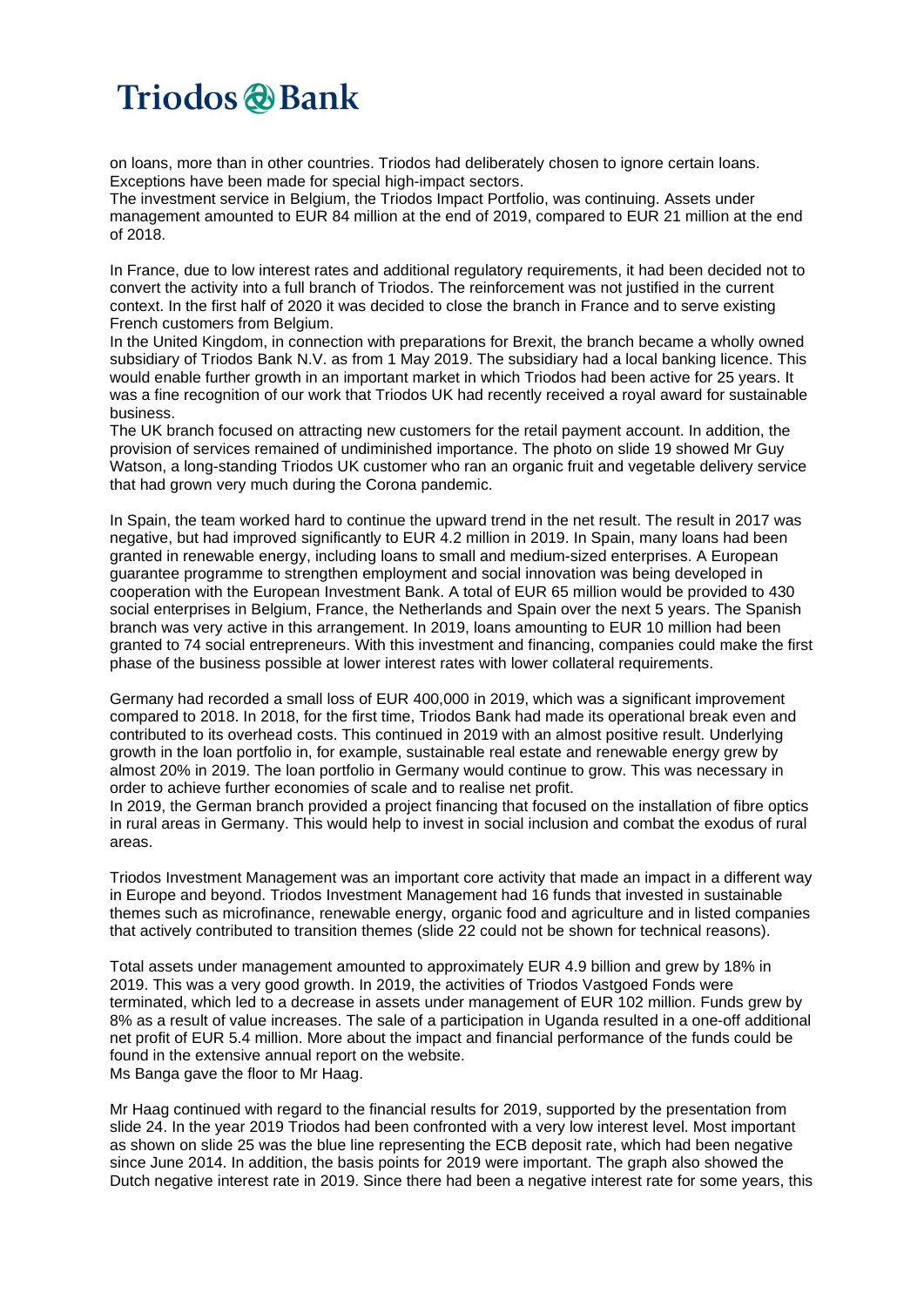on loans, more than in other countries. Triodos had deliberately chosen to ignore certain loans. Exceptions have been made for special high-impact sectors.
The investment service in Belgium, the Triodos Impact Portfolio, was continuing. Assets under management amounted to EUR 84 million at the end of 2019, compared to EUR 21 million at the end of 2018.

In France, due to low interest rates and additional regulatory requirements, it had been decided not to convert the activity into a full branch of Triodos. The reinforcement was not justified in the current context. In the first half of 2020 it was decided to close the branch in France and to serve existing French customers from Belgium.
In the United Kingdom, in connection with preparations for Brexit, the branch became a wholly owned subsidiary of Triodos Bank N.V. as from 1 May 2019. The subsidiary had a local banking licence. This would enable further growth in an important market in which Triodos had been active for 25 years. It was a fine recognition of our work that Triodos UK had recently received a royal award for sustainable business.
The UK branch focused on attracting new customers for the retail payment account. In addition, the provision of services remained of undiminished importance. The photo on slide 19 showed Mr Guy Watson, a long-standing Triodos UK customer who ran an organic fruit and vegetable delivery service that had grown very much during the Corona pandemic.

In Spain, the team worked hard to continue the upward trend in the net result. The result in 2017 was negative, but had improved significantly to EUR 4.2 million in 2019. In Spain, many loans had been granted in renewable energy, including loans to small and medium-sized enterprises. A European guarantee programme to strengthen employment and social innovation was being developed in cooperation with the European Investment Bank. A total of EUR 65 million would be provided to 430 social enterprises in Belgium, France, the Netherlands and Spain over the next 5 years. The Spanish branch was very active in this arrangement. In 2019, loans amounting to EUR 10 million had been granted to 74 social entrepreneurs. With this investment and financing, companies could make the first phase of the business possible at lower interest rates with lower collateral requirements.

Germany had recorded a small loss of EUR 400,000 in 2019, which was a significant improvement compared to 2018. In 2018, for the first time, Triodos Bank had made its operational break even and contributed to its overhead costs. This continued in 2019 with an almost positive result. Underlying growth in the loan portfolio in, for example, sustainable real estate and renewable energy grew by almost 20% in 2019. The loan portfolio in Germany would continue to grow. This was necessary in order to achieve further economies of scale and to realise net profit.
In 2019, the German branch provided a project financing that focused on the installation of fibre optics in rural areas in Germany. This would help to invest in social inclusion and combat the exodus of rural areas.

Triodos Investment Management was an important core activity that made an impact in a different way in Europe and beyond. Triodos Investment Management had 16 funds that invested in sustainable themes such as microfinance, renewable energy, organic food and agriculture and in listed companies that actively contributed to transition themes (slide 22 could not be shown for technical reasons).

Total assets under management amounted to approximately EUR 4.9 billion and grew by 18% in 2019. This was a very good growth. In 2019, the activities of Triodos Vastgoed Fonds were terminated, which led to a decrease in assets under management of EUR 102 million. Funds grew by 8% as a result of value increases. The sale of a participation in Uganda resulted in a one-off additional net profit of EUR 5.4 million. More about the impact and financial performance of the funds could be found in the extensive annual report on the website.
Ms Banga gave the floor to Mr Haag.

Mr Haag continued with regard to the financial results for 2019, supported by the presentation from slide 24. In the year 2019 Triodos had been confronted with a very low interest level. Most important as shown on slide 25 was the blue line representing the ECB deposit rate, which had been negative since June 2014. In addition, the basis points for 2019 were important. The graph also showed the Dutch negative interest rate in 2019. Since there had been a negative interest rate for some years, this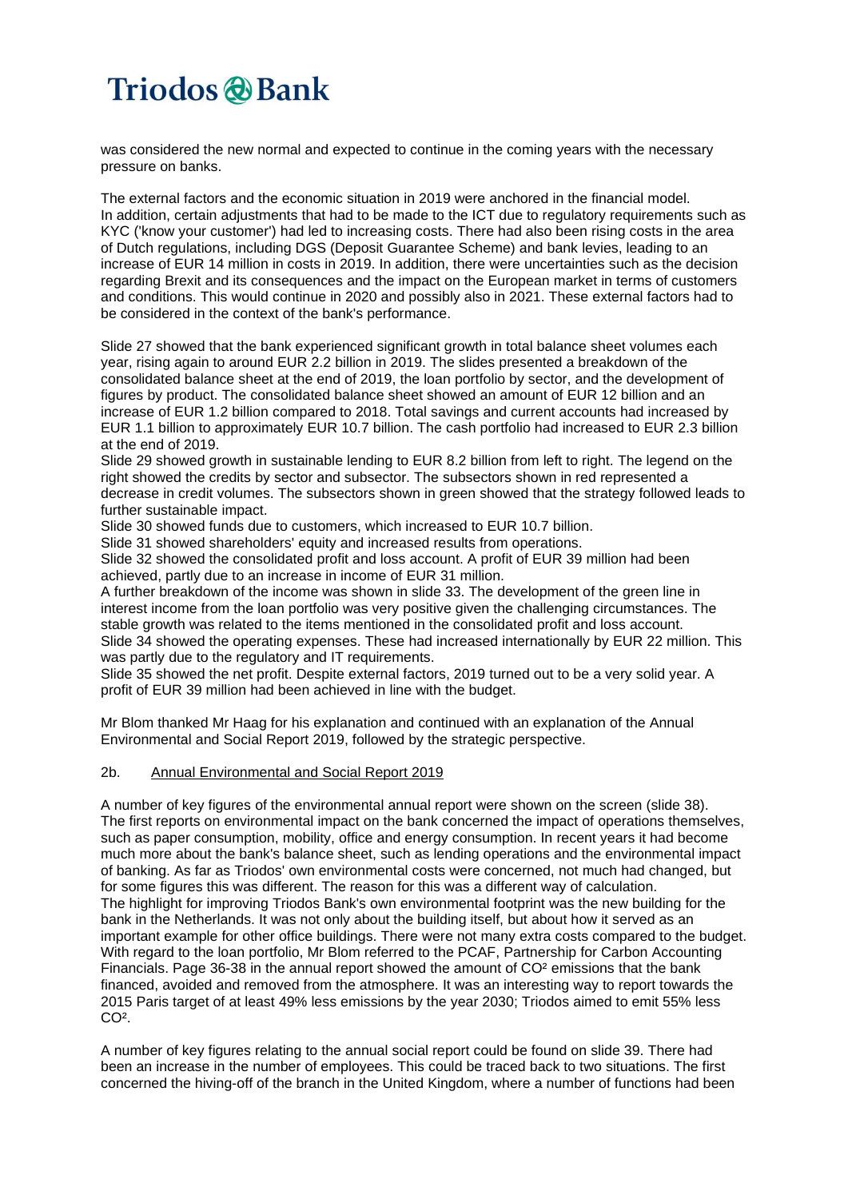was considered the new normal and expected to continue in the coming years with the necessary pressure on banks.

The external factors and the economic situation in 2019 were anchored in the financial model. In addition, certain adjustments that had to be made to the ICT due to regulatory requirements such as KYC ('know your customer') had led to increasing costs. There had also been rising costs in the area of Dutch regulations, including DGS (Deposit Guarantee Scheme) and bank levies, leading to an increase of EUR 14 million in costs in 2019. In addition, there were uncertainties such as the decision regarding Brexit and its consequences and the impact on the European market in terms of customers and conditions. This would continue in 2020 and possibly also in 2021. These external factors had to be considered in the context of the bank's performance.

Slide 27 showed that the bank experienced significant growth in total balance sheet volumes each year, rising again to around EUR 2.2 billion in 2019. The slides presented a breakdown of the consolidated balance sheet at the end of 2019, the loan portfolio by sector, and the development of figures by product. The consolidated balance sheet showed an amount of EUR 12 billion and an increase of EUR 1.2 billion compared to 2018. Total savings and current accounts had increased by EUR 1.1 billion to approximately EUR 10.7 billion. The cash portfolio had increased to EUR 2.3 billion at the end of 2019.
Slide 29 showed growth in sustainable lending to EUR 8.2 billion from left to right. The legend on the right showed the credits by sector and subsector. The subsectors shown in red represented a decrease in credit volumes. The subsectors shown in green showed that the strategy followed leads to further sustainable impact.
Slide 30 showed funds due to customers, which increased to EUR 10.7 billion.
Slide 31 showed shareholders' equity and increased results from operations.
Slide 32 showed the consolidated profit and loss account. A profit of EUR 39 million had been achieved, partly due to an increase in income of EUR 31 million.
A further breakdown of the income was shown in slide 33. The development of the green line in interest income from the loan portfolio was very positive given the challenging circumstances. The stable growth was related to the items mentioned in the consolidated profit and loss account.
Slide 34 showed the operating expenses. These had increased internationally by EUR 22 million. This was partly due to the regulatory and IT requirements.
Slide 35 showed the net profit. Despite external factors, 2019 turned out to be a very solid year. A profit of EUR 39 million had been achieved in line with the budget.

Mr Blom thanked Mr Haag for his explanation and continued with an explanation of the Annual Environmental and Social Report 2019, followed by the strategic perspective.

2b. Annual Environmental and Social Report 2019

A number of key figures of the environmental annual report were shown on the screen (slide 38). The first reports on environmental impact on the bank concerned the impact of operations themselves, such as paper consumption, mobility, office and energy consumption. In recent years it had become much more about the bank's balance sheet, such as lending operations and the environmental impact of banking. As far as Triodos' own environmental costs were concerned, not much had changed, but for some figures this was different. The reason for this was a different way of calculation.
The highlight for improving Triodos Bank's own environmental footprint was the new building for the bank in the Netherlands. It was not only about the building itself, but about how it served as an important example for other office buildings. There were not many extra costs compared to the budget. With regard to the loan portfolio, Mr Blom referred to the PCAF, Partnership for Carbon Accounting Financials. Page 36-38 in the annual report showed the amount of $CO^2$ emissions that the bank financed, avoided and removed from the atmosphere. It was an interesting way to report towards the 2015 Paris target of at least 49% less emissions by the year 2030; Triodos aimed to emit 55% less $CO^2$.

A number of key figures relating to the annual social report could be found on slide 39. There had been an increase in the number of employees. This could be traced back to two situations. The first concerned the hiving-off of the branch in the United Kingdom, where a number of functions had been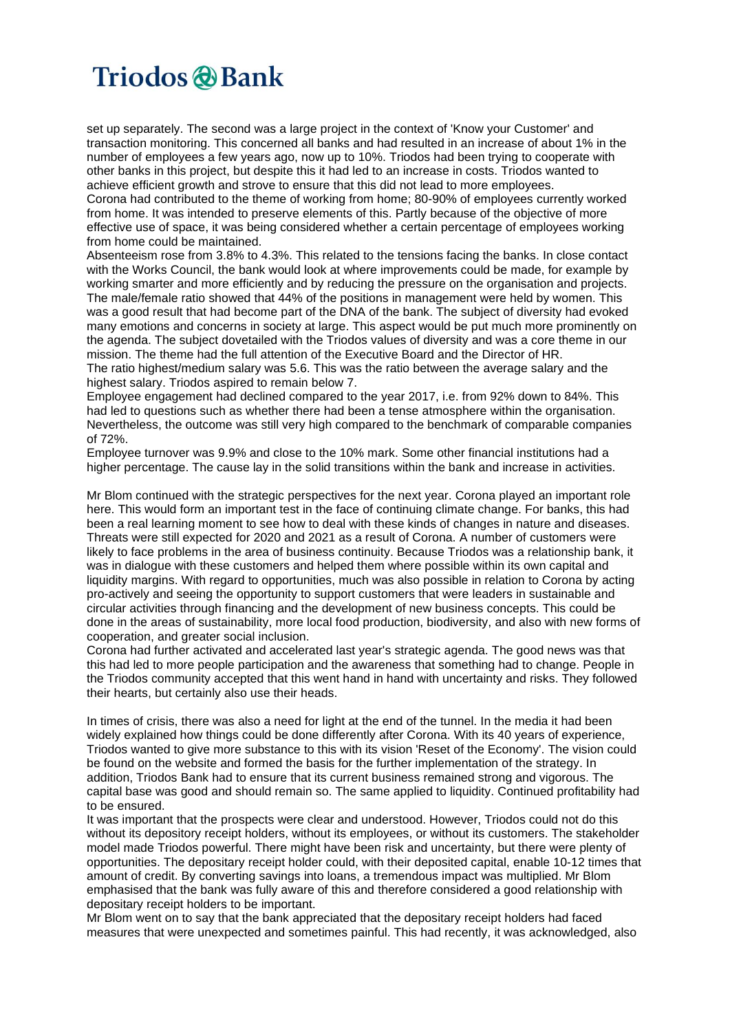set up separately. The second was a large project in the context of 'Know your Customer' and transaction monitoring. This concerned all banks and had resulted in an increase of about 1% in the number of employees a few years ago, now up to 10%. Triodos had been trying to cooperate with other banks in this project, but despite this it had led to an increase in costs. Triodos wanted to achieve efficient growth and strove to ensure that this did not lead to more employees.
Corona had contributed to the theme of working from home; 80-90% of employees currently worked from home. It was intended to preserve elements of this. Partly because of the objective of more effective use of space, it was being considered whether a certain percentage of employees working from home could be maintained.
Absenteeism rose from 3.8% to 4.3%. This related to the tensions facing the banks. In close contact with the Works Council, the bank would look at where improvements could be made, for example by working smarter and more efficiently and by reducing the pressure on the organisation and projects.
The male/female ratio showed that 44% of the positions in management were held by women. This was a good result that had become part of the DNA of the bank. The subject of diversity had evoked many emotions and concerns in society at large. This aspect would be put much more prominently on the agenda. The subject dovetailed with the Triodos values of diversity and was a core theme in our mission. The theme had the full attention of the Executive Board and the Director of HR.
The ratio highest/medium salary was 5.6. This was the ratio between the average salary and the highest salary. Triodos aspired to remain below 7.
Employee engagement had declined compared to the year 2017, i.e. from 92% down to 84%. This had led to questions such as whether there had been a tense atmosphere within the organisation. Nevertheless, the outcome was still very high compared to the benchmark of comparable companies of 72%.
Employee turnover was 9.9% and close to the 10% mark. Some other financial institutions had a higher percentage. The cause lay in the solid transitions within the bank and increase in activities.

Mr Blom continued with the strategic perspectives for the next year. Corona played an important role here. This would form an important test in the face of continuing climate change. For banks, this had been a real learning moment to see how to deal with these kinds of changes in nature and diseases. Threats were still expected for 2020 and 2021 as a result of Corona. A number of customers were likely to face problems in the area of business continuity. Because Triodos was a relationship bank, it was in dialogue with these customers and helped them where possible within its own capital and liquidity margins. With regard to opportunities, much was also possible in relation to Corona by acting pro-actively and seeing the opportunity to support customers that were leaders in sustainable and circular activities through financing and the development of new business concepts. This could be done in the areas of sustainability, more local food production, biodiversity, and also with new forms of cooperation, and greater social inclusion.
Corona had further activated and accelerated last year's strategic agenda. The good news was that this had led to more people participation and the awareness that something had to change. People in the Triodos community accepted that this went hand in hand with uncertainty and risks. They followed their hearts, but certainly also use their heads.

In times of crisis, there was also a need for light at the end of the tunnel. In the media it had been widely explained how things could be done differently after Corona. With its 40 years of experience, Triodos wanted to give more substance to this with its vision 'Reset of the Economy'. The vision could be found on the website and formed the basis for the further implementation of the strategy. In addition, Triodos Bank had to ensure that its current business remained strong and vigorous. The capital base was good and should remain so. The same applied to liquidity. Continued profitability had to be ensured.
It was important that the prospects were clear and understood. However, Triodos could not do this without its depository receipt holders, without its employees, or without its customers. The stakeholder model made Triodos powerful. There might have been risk and uncertainty, but there were plenty of opportunities. The depositary receipt holder could, with their deposited capital, enable 10-12 times that amount of credit. By converting savings into loans, a tremendous impact was multiplied. Mr Blom emphasised that the bank was fully aware of this and therefore considered a good relationship with depositary receipt holders to be important.
Mr Blom went on to say that the bank appreciated that the depositary receipt holders had faced measures that were unexpected and sometimes painful. This had recently, it was acknowledged, also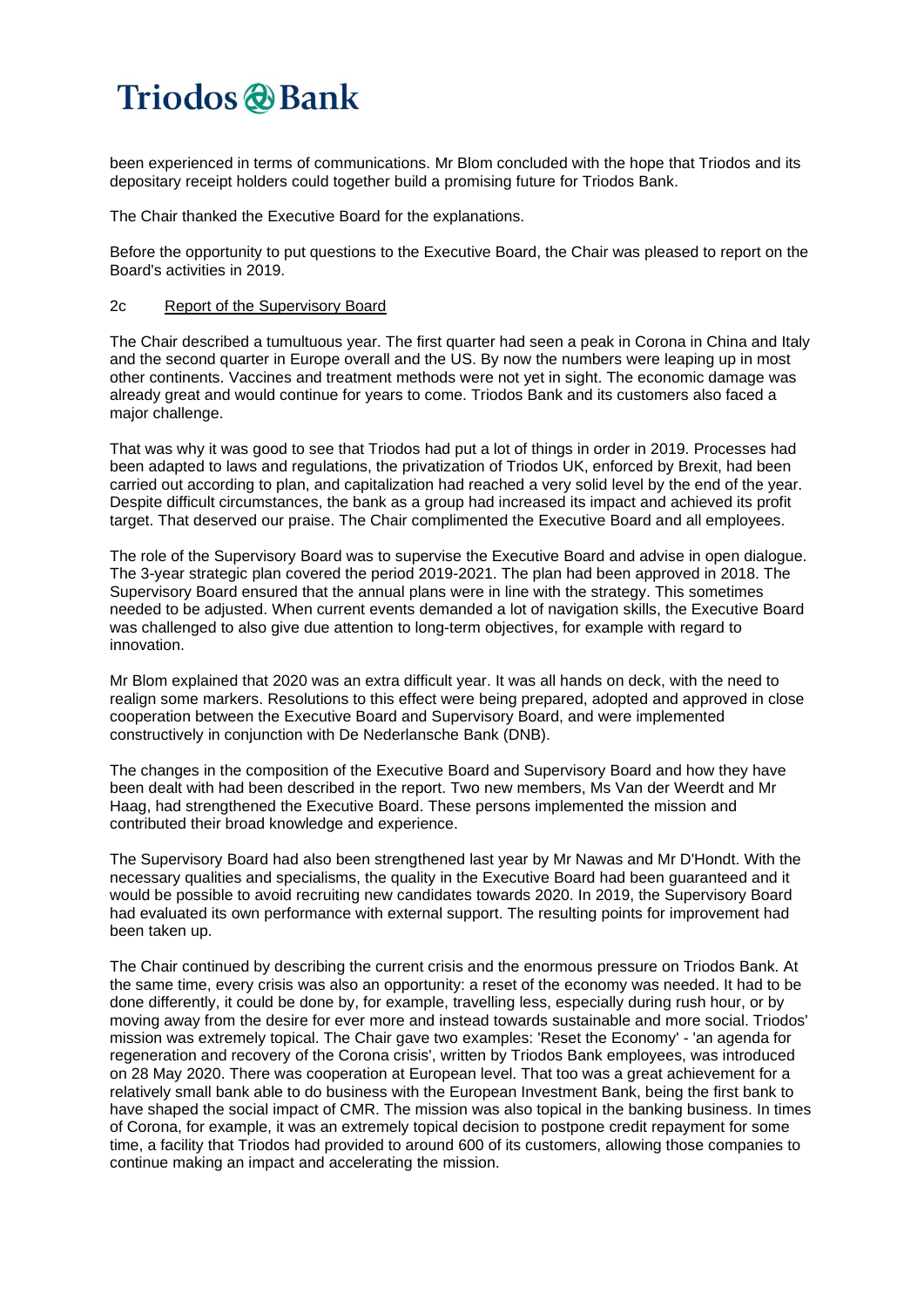been experienced in terms of communications. Mr Blom concluded with the hope that Triodos and its depositary receipt holders could together build a promising future for Triodos Bank.

The Chair thanked the Executive Board for the explanations.

Before the opportunity to put questions to the Executive Board, the Chair was pleased to report on the Board's activities in 2019.

## 2c Report of the Supervisory Board

The Chair described a tumultuous year. The first quarter had seen a peak in Corona in China and Italy and the second quarter in Europe overall and the US. By now the numbers were leaping up in most other continents. Vaccines and treatment methods were not yet in sight. The economic damage was already great and would continue for years to come. Triodos Bank and its customers also faced a major challenge.

That was why it was good to see that Triodos had put a lot of things in order in 2019. Processes had been adapted to laws and regulations, the privatization of Triodos UK, enforced by Brexit, had been carried out according to plan, and capitalization had reached a very solid level by the end of the year. Despite difficult circumstances, the bank as a group had increased its impact and achieved its profit target. That deserved our praise. The Chair complimented the Executive Board and all employees.

The role of the Supervisory Board was to supervise the Executive Board and advise in open dialogue. The 3-year strategic plan covered the period 2019-2021. The plan had been approved in 2018. The Supervisory Board ensured that the annual plans were in line with the strategy. This sometimes needed to be adjusted. When current events demanded a lot of navigation skills, the Executive Board was challenged to also give due attention to long-term objectives, for example with regard to innovation.

Mr Blom explained that 2020 was an extra difficult year. It was all hands on deck, with the need to realign some markers. Resolutions to this effect were being prepared, adopted and approved in close cooperation between the Executive Board and Supervisory Board, and were implemented constructively in conjunction with De Nederlansche Bank (DNB).

The changes in the composition of the Executive Board and Supervisory Board and how they have been dealt with had been described in the report. Two new members, Ms Van der Weerdt and Mr Haag, had strengthened the Executive Board. These persons implemented the mission and contributed their broad knowledge and experience.

The Supervisory Board had also been strengthened last year by Mr Nawas and Mr D'Hondt. With the necessary qualities and specialisms, the quality in the Executive Board had been guaranteed and it would be possible to avoid recruiting new candidates towards 2020. In 2019, the Supervisory Board had evaluated its own performance with external support. The resulting points for improvement had been taken up.

The Chair continued by describing the current crisis and the enormous pressure on Triodos Bank. At the same time, every crisis was also an opportunity: a reset of the economy was needed. It had to be done differently, it could be done by, for example, travelling less, especially during rush hour, or by moving away from the desire for ever more and instead towards sustainable and more social. Triodos' mission was extremely topical. The Chair gave two examples: 'Reset the Economy' - 'an agenda for regeneration and recovery of the Corona crisis', written by Triodos Bank employees, was introduced on 28 May 2020. There was cooperation at European level. That too was a great achievement for a relatively small bank able to do business with the European Investment Bank, being the first bank to have shaped the social impact of CMR. The mission was also topical in the banking business. In times of Corona, for example, it was an extremely topical decision to postpone credit repayment for some time, a facility that Triodos had provided to around 600 of its customers, allowing those companies to continue making an impact and accelerating the mission.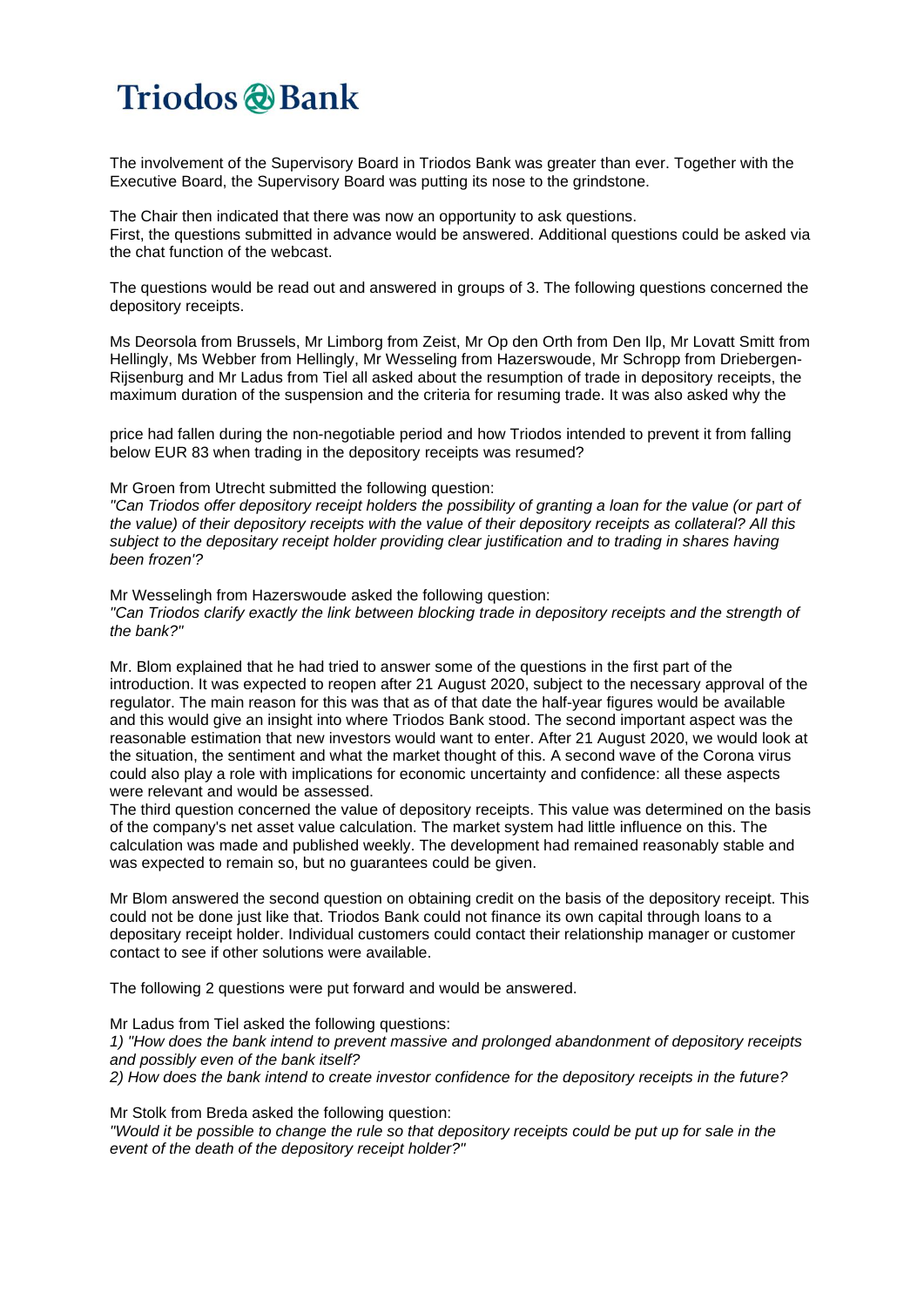The involvement of the Supervisory Board in Triodos Bank was greater than ever. Together with the Executive Board, the Supervisory Board was putting its nose to the grindstone.

The Chair then indicated that there was now an opportunity to ask questions.
First, the questions submitted in advance would be answered. Additional questions could be asked via the chat function of the webcast.

The questions would be read out and answered in groups of 3. The following questions concerned the depository receipts.

Ms Deorsola from Brussels, Mr Limborg from Zeist, Mr Op den Orth from Den Ilp, Mr Lovatt Smitt from Hellingly, Ms Webber from Hellingly, Mr Wesseling from Hazerswoude, Mr Schropp from Driebergen-Rijsenburg and Mr Ladus from Tiel all asked about the resumption of trade in depository receipts, the maximum duration of the suspension and the criteria for resuming trade. It was also asked why the price had fallen during the non-negotiable period and how Triodos intended to prevent it from falling below EUR 83 when trading in the depository receipts was resumed?

Mr Groen from Utrecht submitted the following question:
*"Can Triodos offer depository receipt holders the possibility of granting a loan for the value (or part of the value) of their depository receipts with the value of their depository receipts as collateral? All this subject to the depositary receipt holder providing clear justification and to trading in shares having been frozen'?*

Mr Wesselingh from Hazerswoude asked the following question:
*"Can Triodos clarify exactly the link between blocking trade in depository receipts and the strength of the bank?"*

Mr. Blom explained that he had tried to answer some of the questions in the first part of the introduction. It was expected to reopen after 21 August 2020, subject to the necessary approval of the regulator. The main reason for this was that as of that date the half-year figures would be available and this would give an insight into where Triodos Bank stood. The second important aspect was the reasonable estimation that new investors would want to enter. After 21 August 2020, we would look at the situation, the sentiment and what the market thought of this. A second wave of the Corona virus could also play a role with implications for economic uncertainty and confidence: all these aspects were relevant and would be assessed.
The third question concerned the value of depository receipts. This value was determined on the basis of the company's net asset value calculation. The market system had little influence on this. The calculation was made and published weekly. The development had remained reasonably stable and was expected to remain so, but no guarantees could be given.

Mr Blom answered the second question on obtaining credit on the basis of the depository receipt. This could not be done just like that. Triodos Bank could not finance its own capital through loans to a depositary receipt holder. Individual customers could contact their relationship manager or customer contact to see if other solutions were available.

The following 2 questions were put forward and would be answered.

Mr Ladus from Tiel asked the following questions:
*1) "How does the bank intend to prevent massive and prolonged abandonment of depository receipts and possibly even of the bank itself?*
*2) How does the bank intend to create investor confidence for the depository receipts in the future?*

Mr Stolk from Breda asked the following question:
*"Would it be possible to change the rule so that depository receipts could be put up for sale in the event of the death of the depository receipt holder?"*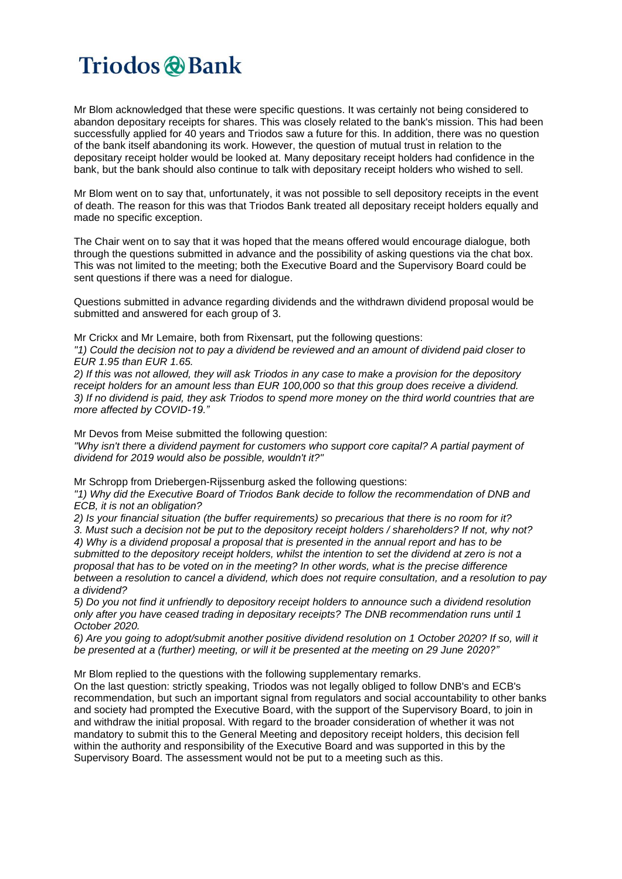Mr Blom acknowledged that these were specific questions. It was certainly not being considered to abandon depositary receipts for shares. This was closely related to the bank's mission. This had been successfully applied for 40 years and Triodos saw a future for this. In addition, there was no question of the bank itself abandoning its work. However, the question of mutual trust in relation to the depositary receipt holder would be looked at. Many depositary receipt holders had confidence in the bank, but the bank should also continue to talk with depositary receipt holders who wished to sell.

Mr Blom went on to say that, unfortunately, it was not possible to sell depository receipts in the event of death. The reason for this was that Triodos Bank treated all depositary receipt holders equally and made no specific exception.

The Chair went on to say that it was hoped that the means offered would encourage dialogue, both through the questions submitted in advance and the possibility of asking questions via the chat box. This was not limited to the meeting; both the Executive Board and the Supervisory Board could be sent questions if there was a need for dialogue.

Questions submitted in advance regarding dividends and the withdrawn dividend proposal would be submitted and answered for each group of 3.

Mr Crickx and Mr Lemaire, both from Rixensart, put the following questions:
*"1) Could the decision not to pay a dividend be reviewed and an amount of dividend paid closer to EUR 1.95 than EUR 1.65.*
*2) If this was not allowed, they will ask Triodos in any case to make a provision for the depository receipt holders for an amount less than EUR 100,000 so that this group does receive a dividend.*
*3) If no dividend is paid, they ask Triodos to spend more money on the third world countries that are more affected by COVID-19."*

Mr Devos from Meise submitted the following question:
*"Why isn't there a dividend payment for customers who support core capital? A partial payment of dividend for 2019 would also be possible, wouldn't it?"*

Mr Schropp from Driebergen-Rijssenburg asked the following questions:
*"1) Why did the Executive Board of Triodos Bank decide to follow the recommendation of DNB and ECB, it is not an obligation?*
*2) Is your financial situation (the buffer requirements) so precarious that there is no room for it?*
*3. Must such a decision not be put to the depository receipt holders / shareholders? If not, why not?*
*4) Why is a dividend proposal a proposal that is presented in the annual report and has to be submitted to the depository receipt holders, whilst the intention to set the dividend at zero is not a proposal that has to be voted on in the meeting? In other words, what is the precise difference between a resolution to cancel a dividend, which does not require consultation, and a resolution to pay a dividend?*
*5) Do you not find it unfriendly to depository receipt holders to announce such a dividend resolution only after you have ceased trading in depositary receipts? The DNB recommendation runs until 1 October 2020.*
*6) Are you going to adopt/submit another positive dividend resolution on 1 October 2020? If so, will it be presented at a (further) meeting, or will it be presented at the meeting on 29 June 2020?"*

Mr Blom replied to the questions with the following supplementary remarks.
On the last question: strictly speaking, Triodos was not legally obliged to follow DNB's and ECB's recommendation, but such an important signal from regulators and social accountability to other banks and society had prompted the Executive Board, with the support of the Supervisory Board, to join in and withdraw the initial proposal. With regard to the broader consideration of whether it was not mandatory to submit this to the General Meeting and depository receipt holders, this decision fell within the authority and responsibility of the Executive Board and was supported in this by the Supervisory Board. The assessment would not be put to a meeting such as this.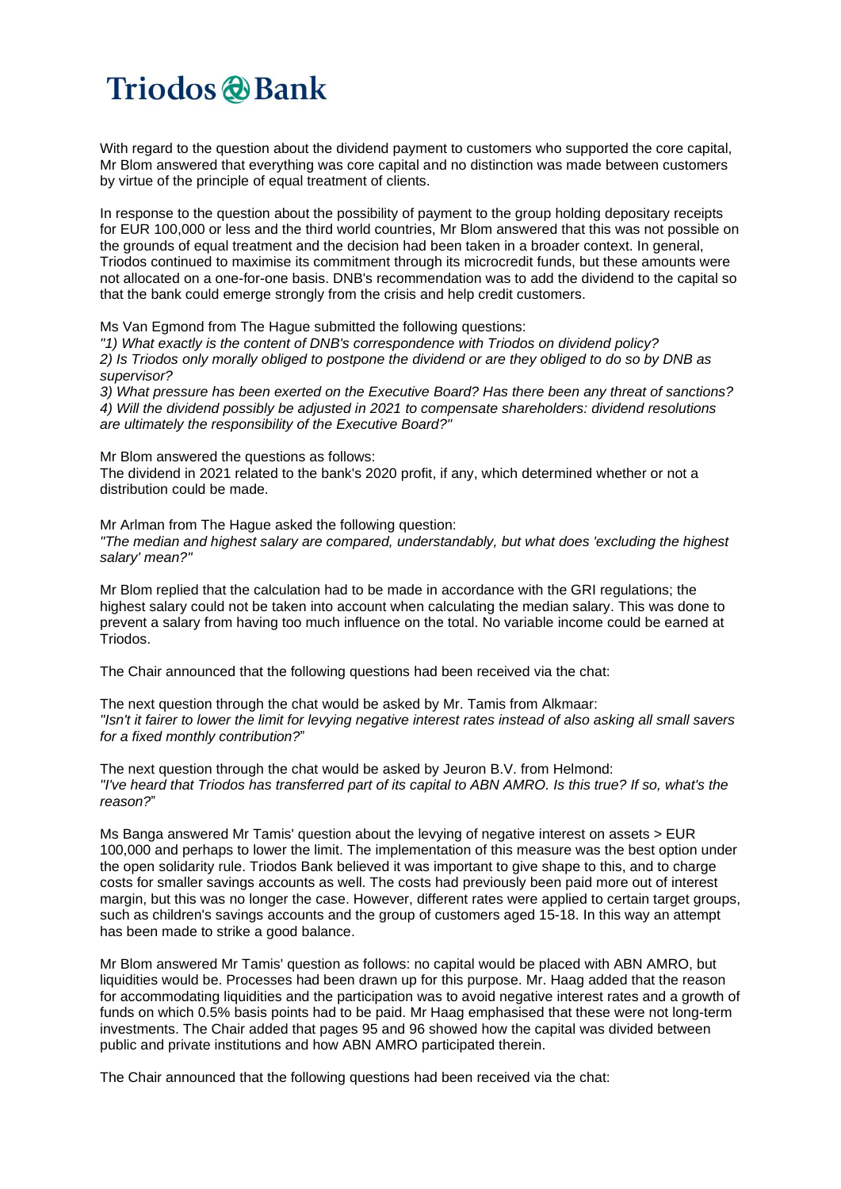With regard to the question about the dividend payment to customers who supported the core capital, Mr Blom answered that everything was core capital and no distinction was made between customers by virtue of the principle of equal treatment of clients.

In response to the question about the possibility of payment to the group holding depositary receipts for EUR 100,000 or less and the third world countries, Mr Blom answered that this was not possible on the grounds of equal treatment and the decision had been taken in a broader context. In general, Triodos continued to maximise its commitment through its microcredit funds, but these amounts were not allocated on a one-for-one basis. DNB's recommendation was to add the dividend to the capital so that the bank could emerge strongly from the crisis and help credit customers.

Ms Van Egmond from The Hague submitted the following questions:
*"1) What exactly is the content of DNB's correspondence with Triodos on dividend policy?*
*2) Is Triodos only morally obliged to postpone the dividend or are they obliged to do so by DNB as supervisor?*
*3) What pressure has been exerted on the Executive Board? Has there been any threat of sanctions?*
*4) Will the dividend possibly be adjusted in 2021 to compensate shareholders: dividend resolutions are ultimately the responsibility of the Executive Board?"*

Mr Blom answered the questions as follows:
The dividend in 2021 related to the bank's 2020 profit, if any, which determined whether or not a distribution could be made.

Mr Arlman from The Hague asked the following question:
*"The median and highest salary are compared, understandably, but what does 'excluding the highest salary' mean?"*

Mr Blom replied that the calculation had to be made in accordance with the GRI regulations; the highest salary could not be taken into account when calculating the median salary. This was done to prevent a salary from having too much influence on the total. No variable income could be earned at Triodos.

The Chair announced that the following questions had been received via the chat:

The next question through the chat would be asked by Mr. Tamis from Alkmaar:
*"Isn't it fairer to lower the limit for levying negative interest rates instead of also asking all small savers for a fixed monthly contribution?"*

The next question through the chat would be asked by Jeuron B.V. from Helmond:
*"I've heard that Triodos has transferred part of its capital to ABN AMRO. Is this true? If so, what's the reason?"*

Ms Banga answered Mr Tamis' question about the levying of negative interest on assets > EUR 100,000 and perhaps to lower the limit. The implementation of this measure was the best option under the open solidarity rule. Triodos Bank believed it was important to give shape to this, and to charge costs for smaller savings accounts as well. The costs had previously been paid more out of interest margin, but this was no longer the case. However, different rates were applied to certain target groups, such as children's savings accounts and the group of customers aged 15-18. In this way an attempt has been made to strike a good balance.

Mr Blom answered Mr Tamis' question as follows: no capital would be placed with ABN AMRO, but liquidities would be. Processes had been drawn up for this purpose. Mr. Haag added that the reason for accommodating liquidities and the participation was to avoid negative interest rates and a growth of funds on which 0.5% basis points had to be paid. Mr Haag emphasised that these were not long-term investments. The Chair added that pages 95 and 96 showed how the capital was divided between public and private institutions and how ABN AMRO participated therein.

The Chair announced that the following questions had been received via the chat: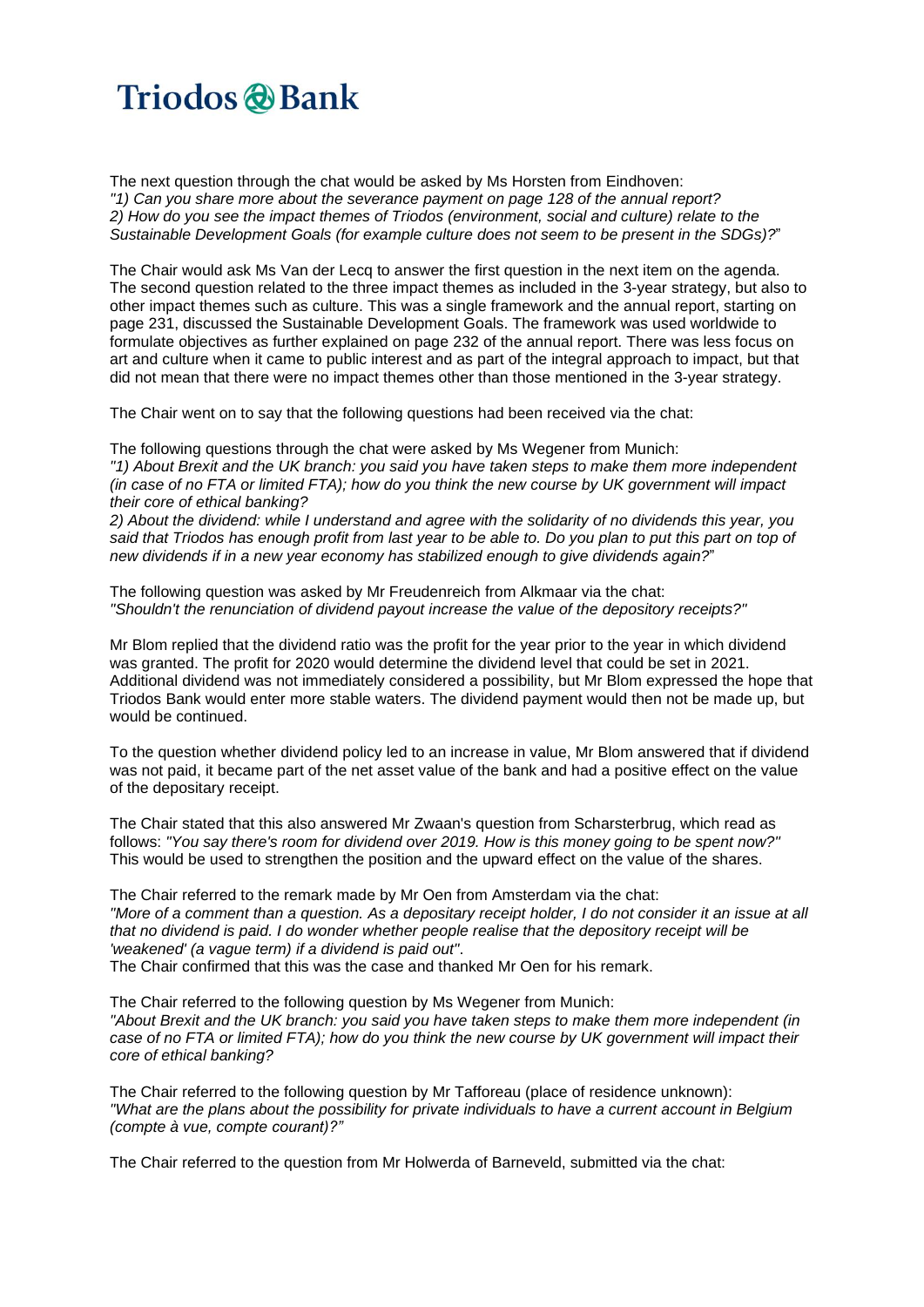The next question through the chat would be asked by Ms Horsten from Eindhoven:
*"1) Can you share more about the severance payment on page 128 of the annual report?*
*2) How do you see the impact themes of Triodos (environment, social and culture) relate to the Sustainable Development Goals (for example culture does not seem to be present in the SDGs)?*"

The Chair would ask Ms Van der Lecq to answer the first question in the next item on the agenda. The second question related to the three impact themes as included in the 3-year strategy, but also to other impact themes such as culture. This was a single framework and the annual report, starting on page 231, discussed the Sustainable Development Goals. The framework was used worldwide to formulate objectives as further explained on page 232 of the annual report. There was less focus on art and culture when it came to public interest and as part of the integral approach to impact, but that did not mean that there were no impact themes other than those mentioned in the 3-year strategy.

The Chair went on to say that the following questions had been received via the chat:

The following questions through the chat were asked by Ms Wegener from Munich:
*"1) About Brexit and the UK branch: you said you have taken steps to make them more independent (in case of no FTA or limited FTA); how do you think the new course by UK government will impact their core of ethical banking?*
*2) About the dividend: while I understand and agree with the solidarity of no dividends this year, you said that Triodos has enough profit from last year to be able to. Do you plan to put this part on top of new dividends if in a new year economy has stabilized enough to give dividends again?*"

The following question was asked by Mr Freudenreich from Alkmaar via the chat:
*"Shouldn't the renunciation of dividend payout increase the value of the depository receipts?"*

Mr Blom replied that the dividend ratio was the profit for the year prior to the year in which dividend was granted. The profit for 2020 would determine the dividend level that could be set in 2021. Additional dividend was not immediately considered a possibility, but Mr Blom expressed the hope that Triodos Bank would enter more stable waters. The dividend payment would then not be made up, but would be continued.

To the question whether dividend policy led to an increase in value, Mr Blom answered that if dividend was not paid, it became part of the net asset value of the bank and had a positive effect on the value of the depositary receipt.

The Chair stated that this also answered Mr Zwaan's question from Scharsterbrug, which read as follows: *"You say there's room for dividend over 2019. How is this money going to be spent now?"* This would be used to strengthen the position and the upward effect on the value of the shares.

The Chair referred to the remark made by Mr Oen from Amsterdam via the chat:
*"More of a comment than a question. As a depositary receipt holder, I do not consider it an issue at all that no dividend is paid. I do wonder whether people realise that the depository receipt will be 'weakened' (a vague term) if a dividend is paid out"*.
The Chair confirmed that this was the case and thanked Mr Oen for his remark.

The Chair referred to the following question by Ms Wegener from Munich:
*"About Brexit and the UK branch: you said you have taken steps to make them more independent (in case of no FTA or limited FTA); how do you think the new course by UK government will impact their core of ethical banking?*

The Chair referred to the following question by Mr Tafforeau (place of residence unknown):
*"What are the plans about the possibility for private individuals to have a current account in Belgium (compte à vue, compte courant)?"*

The Chair referred to the question from Mr Holwerda of Barneveld, submitted via the chat: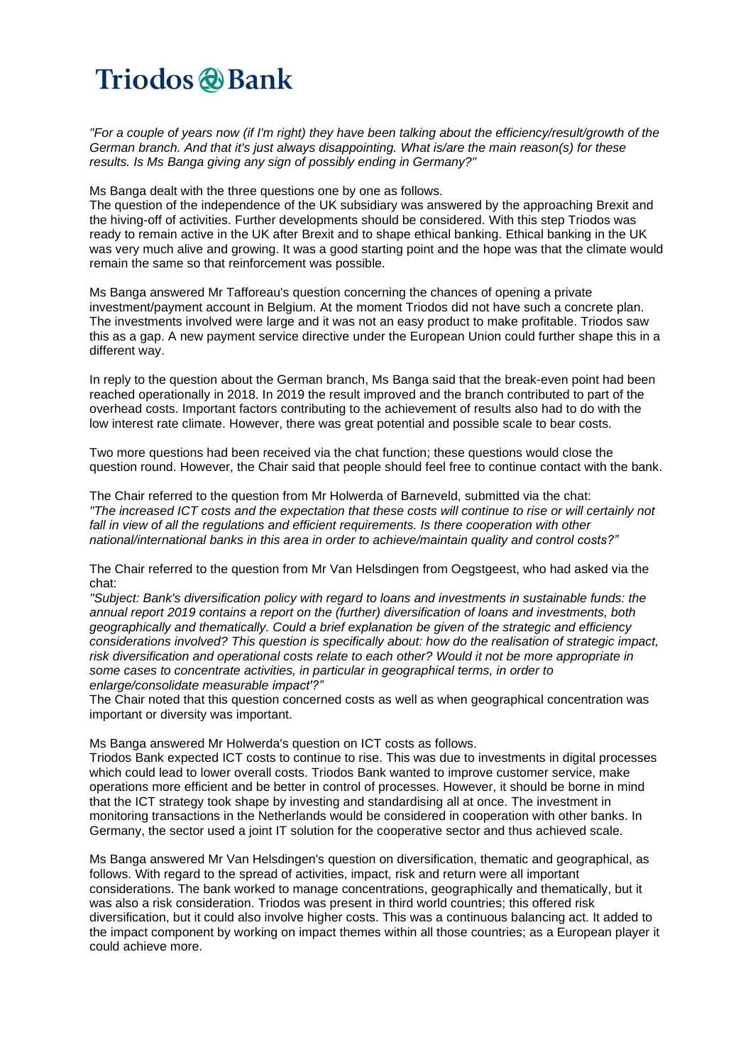*"For a couple of years now (if I'm right) they have been talking about the efficiency/result/growth of the German branch. And that it's just always disappointing. What is/are the main reason(s) for these results. Is Ms Banga giving any sign of possibly ending in Germany?"*

Ms Banga dealt with the three questions one by one as follows.
The question of the independence of the UK subsidiary was answered by the approaching Brexit and the hiving-off of activities. Further developments should be considered. With this step Triodos was ready to remain active in the UK after Brexit and to shape ethical banking. Ethical banking in the UK was very much alive and growing. It was a good starting point and the hope was that the climate would remain the same so that reinforcement was possible.

Ms Banga answered Mr Tafforeau's question concerning the chances of opening a private investment/payment account in Belgium. At the moment Triodos did not have such a concrete plan. The investments involved were large and it was not an easy product to make profitable. Triodos saw this as a gap. A new payment service directive under the European Union could further shape this in a different way.

In reply to the question about the German branch, Ms Banga said that the break-even point had been reached operationally in 2018. In 2019 the result improved and the branch contributed to part of the overhead costs. Important factors contributing to the achievement of results also had to do with the low interest rate climate. However, there was great potential and possible scale to bear costs.

Two more questions had been received via the chat function; these questions would close the question round. However, the Chair said that people should feel free to continue contact with the bank.

The Chair referred to the question from Mr Holwerda of Barneveld, submitted via the chat:
*"The increased ICT costs and the expectation that these costs will continue to rise or will certainly not fall in view of all the regulations and efficient requirements. Is there cooperation with other national/international banks in this area in order to achieve/maintain quality and control costs?"*

The Chair referred to the question from Mr Van Helsdingen from Oegstgeest, who had asked via the chat:
*"Subject: Bank's diversification policy with regard to loans and investments in sustainable funds: the annual report 2019 contains a report on the (further) diversification of loans and investments, both geographically and thematically. Could a brief explanation be given of the strategic and efficiency considerations involved? This question is specifically about: how do the realisation of strategic impact, risk diversification and operational costs relate to each other? Would it not be more appropriate in some cases to concentrate activities, in particular in geographical terms, in order to enlarge/consolidate measurable impact'?"*
The Chair noted that this question concerned costs as well as when geographical concentration was important or diversity was important.

Ms Banga answered Mr Holwerda's question on ICT costs as follows.
Triodos Bank expected ICT costs to continue to rise. This was due to investments in digital processes which could lead to lower overall costs. Triodos Bank wanted to improve customer service, make operations more efficient and be better in control of processes. However, it should be borne in mind that the ICT strategy took shape by investing and standardising all at once. The investment in monitoring transactions in the Netherlands would be considered in cooperation with other banks. In Germany, the sector used a joint IT solution for the cooperative sector and thus achieved scale.

Ms Banga answered Mr Van Helsdingen's question on diversification, thematic and geographical, as follows. With regard to the spread of activities, impact, risk and return were all important considerations. The bank worked to manage concentrations, geographically and thematically, but it was also a risk consideration. Triodos was present in third world countries; this offered risk diversification, but it could also involve higher costs. This was a continuous balancing act. It added to the impact component by working on impact themes within all those countries; as a European player it could achieve more.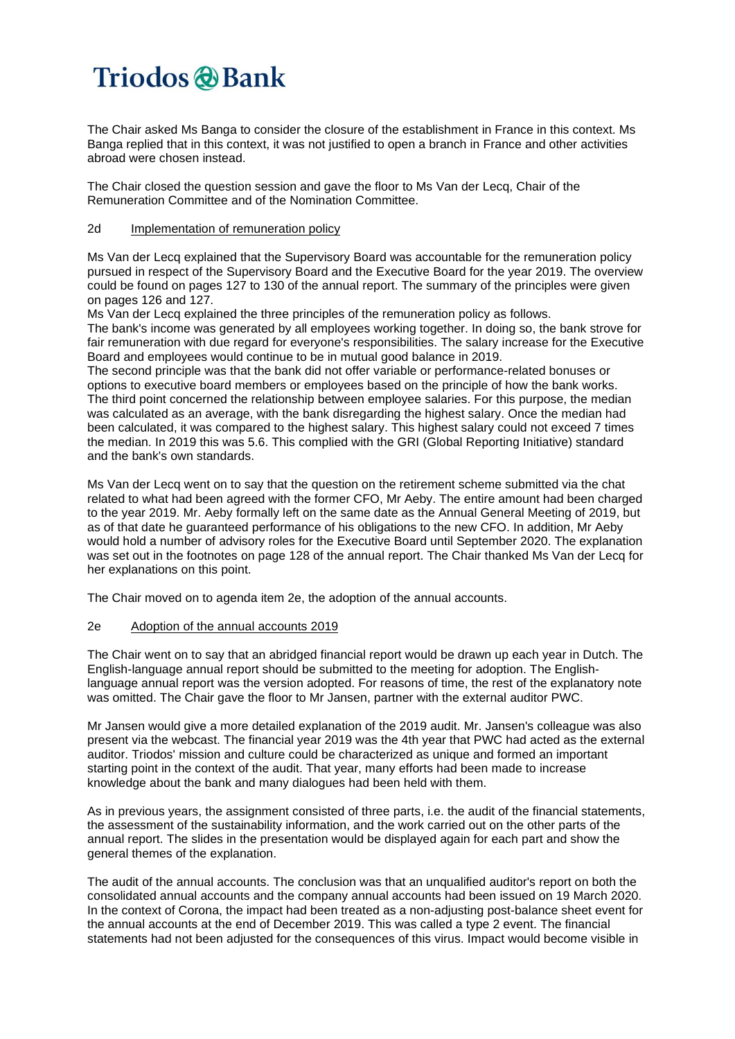The Chair asked Ms Banga to consider the closure of the establishment in France in this context. Ms Banga replied that in this context, it was not justified to open a branch in France and other activities abroad were chosen instead.

The Chair closed the question session and gave the floor to Ms Van der Lecq, Chair of the Remuneration Committee and of the Nomination Committee.

## 2d Implementation of remuneration policy

Ms Van der Lecq explained that the Supervisory Board was accountable for the remuneration policy pursued in respect of the Supervisory Board and the Executive Board for the year 2019. The overview could be found on pages 127 to 130 of the annual report. The summary of the principles were given on pages 126 and 127.
Ms Van der Lecq explained the three principles of the remuneration policy as follows.
The bank's income was generated by all employees working together. In doing so, the bank strove for fair remuneration with due regard for everyone's responsibilities. The salary increase for the Executive Board and employees would continue to be in mutual good balance in 2019.
The second principle was that the bank did not offer variable or performance-related bonuses or options to executive board members or employees based on the principle of how the bank works.
The third point concerned the relationship between employee salaries. For this purpose, the median was calculated as an average, with the bank disregarding the highest salary. Once the median had been calculated, it was compared to the highest salary. This highest salary could not exceed 7 times the median. In 2019 this was 5.6. This complied with the GRI (Global Reporting Initiative) standard and the bank's own standards.

Ms Van der Lecq went on to say that the question on the retirement scheme submitted via the chat related to what had been agreed with the former CFO, Mr Aeby. The entire amount had been charged to the year 2019. Mr. Aeby formally left on the same date as the Annual General Meeting of 2019, but as of that date he guaranteed performance of his obligations to the new CFO. In addition, Mr Aeby would hold a number of advisory roles for the Executive Board until September 2020. The explanation was set out in the footnotes on page 128 of the annual report. The Chair thanked Ms Van der Lecq for her explanations on this point.

The Chair moved on to agenda item 2e, the adoption of the annual accounts.

## 2e Adoption of the annual accounts 2019

The Chair went on to say that an abridged financial report would be drawn up each year in Dutch. The English-language annual report should be submitted to the meeting for adoption. The English-language annual report was the version adopted. For reasons of time, the rest of the explanatory note was omitted. The Chair gave the floor to Mr Jansen, partner with the external auditor PWC.

Mr Jansen would give a more detailed explanation of the 2019 audit. Mr. Jansen's colleague was also present via the webcast. The financial year 2019 was the 4th year that PWC had acted as the external auditor. Triodos' mission and culture could be characterized as unique and formed an important starting point in the context of the audit. That year, many efforts had been made to increase knowledge about the bank and many dialogues had been held with them.

As in previous years, the assignment consisted of three parts, i.e. the audit of the financial statements, the assessment of the sustainability information, and the work carried out on the other parts of the annual report. The slides in the presentation would be displayed again for each part and show the general themes of the explanation.

The audit of the annual accounts. The conclusion was that an unqualified auditor's report on both the consolidated annual accounts and the company annual accounts had been issued on 19 March 2020. In the context of Corona, the impact had been treated as a non-adjusting post-balance sheet event for the annual accounts at the end of December 2019. This was called a type 2 event. The financial statements had not been adjusted for the consequences of this virus. Impact would become visible in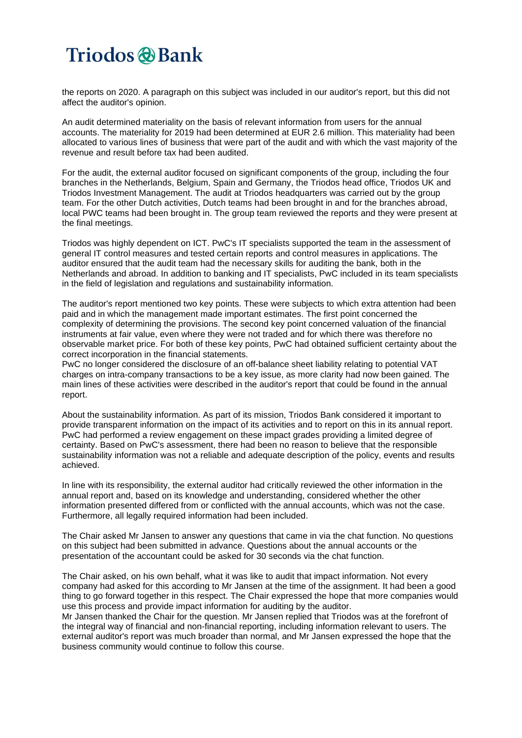the reports on 2020. A paragraph on this subject was included in our auditor's report, but this did not affect the auditor's opinion.

An audit determined materiality on the basis of relevant information from users for the annual accounts. The materiality for 2019 had been determined at EUR 2.6 million. This materiality had been allocated to various lines of business that were part of the audit and with which the vast majority of the revenue and result before tax had been audited.

For the audit, the external auditor focused on significant components of the group, including the four branches in the Netherlands, Belgium, Spain and Germany, the Triodos head office, Triodos UK and Triodos Investment Management. The audit at Triodos headquarters was carried out by the group team. For the other Dutch activities, Dutch teams had been brought in and for the branches abroad, local PWC teams had been brought in. The group team reviewed the reports and they were present at the final meetings.

Triodos was highly dependent on ICT. PwC's IT specialists supported the team in the assessment of general IT control measures and tested certain reports and control measures in applications. The auditor ensured that the audit team had the necessary skills for auditing the bank, both in the Netherlands and abroad. In addition to banking and IT specialists, PwC included in its team specialists in the field of legislation and regulations and sustainability information.

The auditor's report mentioned two key points. These were subjects to which extra attention had been paid and in which the management made important estimates. The first point concerned the complexity of determining the provisions. The second key point concerned valuation of the financial instruments at fair value, even where they were not traded and for which there was therefore no observable market price. For both of these key points, PwC had obtained sufficient certainty about the correct incorporation in the financial statements.
PwC no longer considered the disclosure of an off-balance sheet liability relating to potential VAT charges on intra-company transactions to be a key issue, as more clarity had now been gained. The main lines of these activities were described in the auditor's report that could be found in the annual report.

About the sustainability information. As part of its mission, Triodos Bank considered it important to provide transparent information on the impact of its activities and to report on this in its annual report. PwC had performed a review engagement on these impact grades providing a limited degree of certainty. Based on PwC's assessment, there had been no reason to believe that the responsible sustainability information was not a reliable and adequate description of the policy, events and results achieved.

In line with its responsibility, the external auditor had critically reviewed the other information in the annual report and, based on its knowledge and understanding, considered whether the other information presented differed from or conflicted with the annual accounts, which was not the case. Furthermore, all legally required information had been included.

The Chair asked Mr Jansen to answer any questions that came in via the chat function. No questions on this subject had been submitted in advance. Questions about the annual accounts or the presentation of the accountant could be asked for 30 seconds via the chat function.

The Chair asked, on his own behalf, what it was like to audit that impact information. Not every company had asked for this according to Mr Jansen at the time of the assignment. It had been a good thing to go forward together in this respect. The Chair expressed the hope that more companies would use this process and provide impact information for auditing by the auditor.
Mr Jansen thanked the Chair for the question. Mr Jansen replied that Triodos was at the forefront of the integral way of financial and non-financial reporting, including information relevant to users. The external auditor's report was much broader than normal, and Mr Jansen expressed the hope that the business community would continue to follow this course.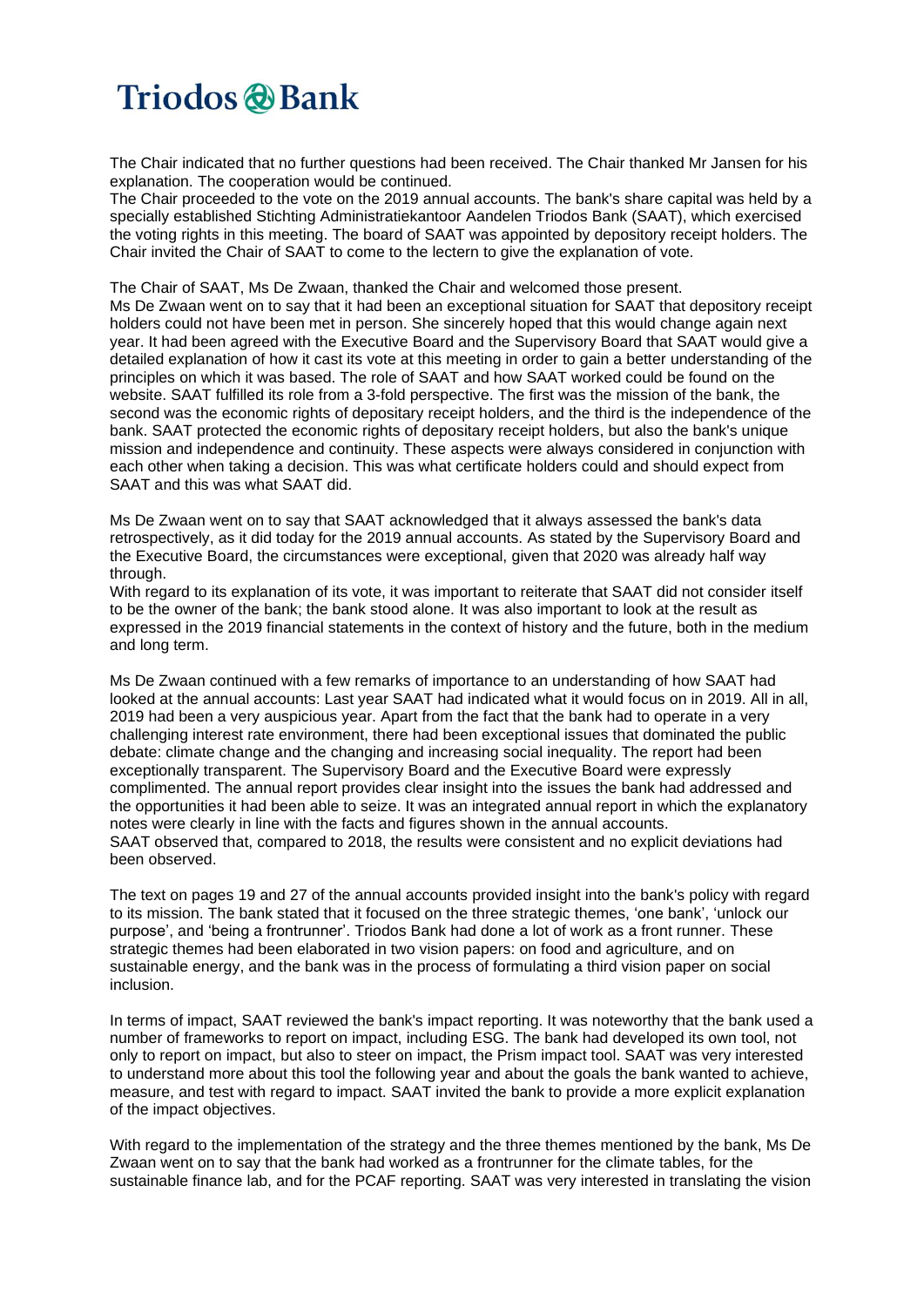The Chair indicated that no further questions had been received. The Chair thanked Mr Jansen for his explanation. The cooperation would be continued.
The Chair proceeded to the vote on the 2019 annual accounts. The bank's share capital was held by a specially established Stichting Administratiekantoor Aandelen Triodos Bank (SAAT), which exercised the voting rights in this meeting. The board of SAAT was appointed by depository receipt holders. The Chair invited the Chair of SAAT to come to the lectern to give the explanation of vote.

The Chair of SAAT, Ms De Zwaan, thanked the Chair and welcomed those present.
Ms De Zwaan went on to say that it had been an exceptional situation for SAAT that depository receipt holders could not have been met in person. She sincerely hoped that this would change again next year. It had been agreed with the Executive Board and the Supervisory Board that SAAT would give a detailed explanation of how it cast its vote at this meeting in order to gain a better understanding of the principles on which it was based. The role of SAAT and how SAAT worked could be found on the website. SAAT fulfilled its role from a 3-fold perspective. The first was the mission of the bank, the second was the economic rights of depositary receipt holders, and the third is the independence of the bank. SAAT protected the economic rights of depositary receipt holders, but also the bank's unique mission and independence and continuity. These aspects were always considered in conjunction with each other when taking a decision. This was what certificate holders could and should expect from SAAT and this was what SAAT did.

Ms De Zwaan went on to say that SAAT acknowledged that it always assessed the bank's data retrospectively, as it did today for the 2019 annual accounts. As stated by the Supervisory Board and the Executive Board, the circumstances were exceptional, given that 2020 was already half way through.
With regard to its explanation of its vote, it was important to reiterate that SAAT did not consider itself to be the owner of the bank; the bank stood alone. It was also important to look at the result as expressed in the 2019 financial statements in the context of history and the future, both in the medium and long term.

Ms De Zwaan continued with a few remarks of importance to an understanding of how SAAT had looked at the annual accounts: Last year SAAT had indicated what it would focus on in 2019. All in all, 2019 had been a very auspicious year. Apart from the fact that the bank had to operate in a very challenging interest rate environment, there had been exceptional issues that dominated the public debate: climate change and the changing and increasing social inequality. The report had been exceptionally transparent. The Supervisory Board and the Executive Board were expressly complimented. The annual report provides clear insight into the issues the bank had addressed and the opportunities it had been able to seize. It was an integrated annual report in which the explanatory notes were clearly in line with the facts and figures shown in the annual accounts.
SAAT observed that, compared to 2018, the results were consistent and no explicit deviations had been observed.

The text on pages 19 and 27 of the annual accounts provided insight into the bank's policy with regard to its mission. The bank stated that it focused on the three strategic themes, 'one bank', 'unlock our purpose', and 'being a frontrunner'. Triodos Bank had done a lot of work as a front runner. These strategic themes had been elaborated in two vision papers: on food and agriculture, and on sustainable energy, and the bank was in the process of formulating a third vision paper on social inclusion.

In terms of impact, SAAT reviewed the bank's impact reporting. It was noteworthy that the bank used a number of frameworks to report on impact, including ESG. The bank had developed its own tool, not only to report on impact, but also to steer on impact, the Prism impact tool. SAAT was very interested to understand more about this tool the following year and about the goals the bank wanted to achieve, measure, and test with regard to impact. SAAT invited the bank to provide a more explicit explanation of the impact objectives.

With regard to the implementation of the strategy and the three themes mentioned by the bank, Ms De Zwaan went on to say that the bank had worked as a frontrunner for the climate tables, for the sustainable finance lab, and for the PCAF reporting. SAAT was very interested in translating the vision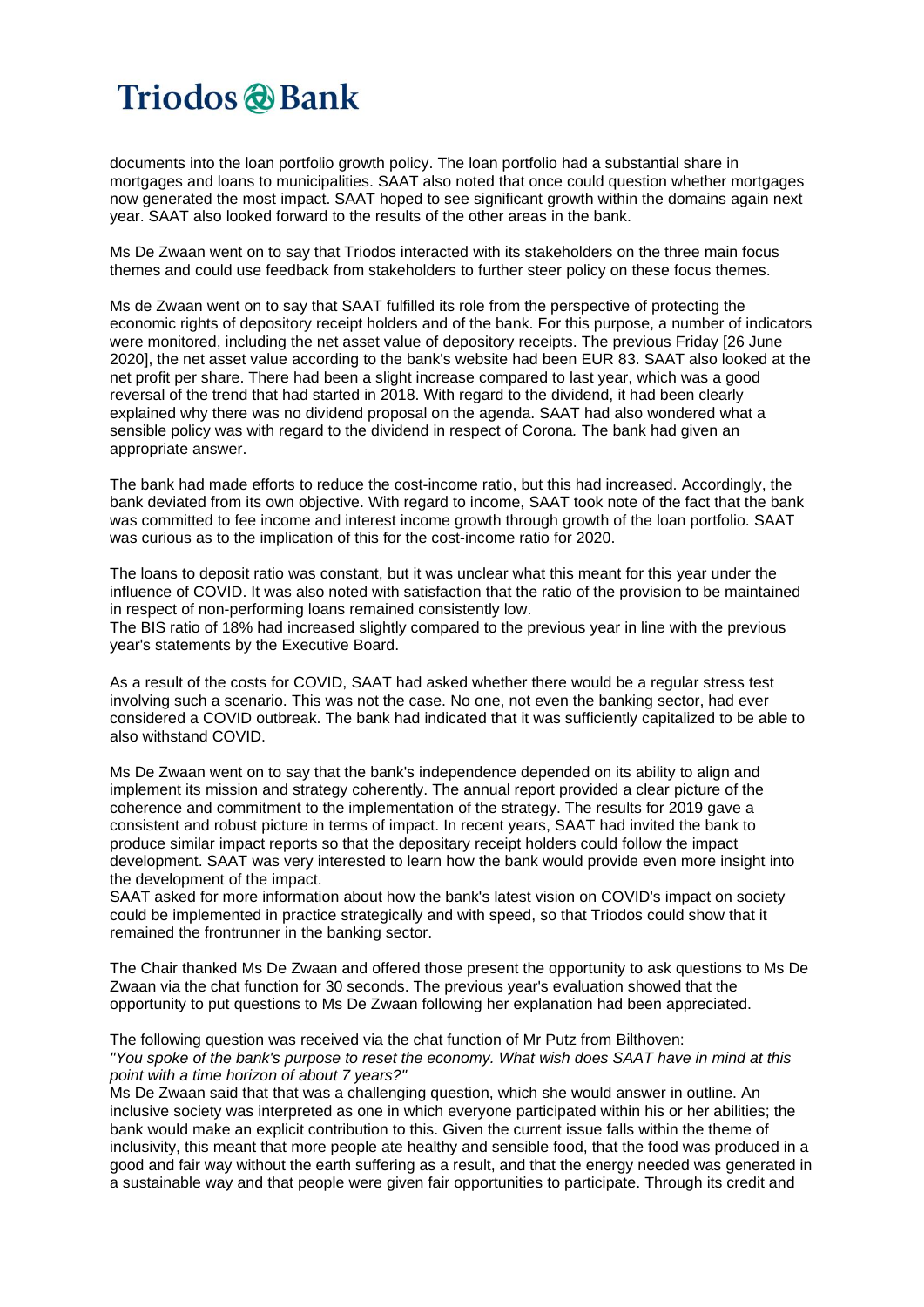documents into the loan portfolio growth policy. The loan portfolio had a substantial share in mortgages and loans to municipalities. SAAT also noted that once could question whether mortgages now generated the most impact. SAAT hoped to see significant growth within the domains again next year. SAAT also looked forward to the results of the other areas in the bank.

Ms De Zwaan went on to say that Triodos interacted with its stakeholders on the three main focus themes and could use feedback from stakeholders to further steer policy on these focus themes.

Ms de Zwaan went on to say that SAAT fulfilled its role from the perspective of protecting the economic rights of depository receipt holders and of the bank. For this purpose, a number of indicators were monitored, including the net asset value of depository receipts. The previous Friday [26 June 2020], the net asset value according to the bank's website had been EUR 83. SAAT also looked at the net profit per share. There had been a slight increase compared to last year, which was a good reversal of the trend that had started in 2018. With regard to the dividend, it had been clearly explained why there was no dividend proposal on the agenda. SAAT had also wondered what a sensible policy was with regard to the dividend in respect of Corona*.* The bank had given an appropriate answer.

The bank had made efforts to reduce the cost-income ratio, but this had increased. Accordingly, the bank deviated from its own objective. With regard to income, SAAT took note of the fact that the bank was committed to fee income and interest income growth through growth of the loan portfolio. SAAT was curious as to the implication of this for the cost-income ratio for 2020.

The loans to deposit ratio was constant, but it was unclear what this meant for this year under the influence of COVID. It was also noted with satisfaction that the ratio of the provision to be maintained in respect of non-performing loans remained consistently low.
The BIS ratio of 18% had increased slightly compared to the previous year in line with the previous year's statements by the Executive Board.

As a result of the costs for COVID, SAAT had asked whether there would be a regular stress test involving such a scenario. This was not the case. No one, not even the banking sector, had ever considered a COVID outbreak. The bank had indicated that it was sufficiently capitalized to be able to also withstand COVID.

Ms De Zwaan went on to say that the bank's independence depended on its ability to align and implement its mission and strategy coherently. The annual report provided a clear picture of the coherence and commitment to the implementation of the strategy. The results for 2019 gave a consistent and robust picture in terms of impact. In recent years, SAAT had invited the bank to produce similar impact reports so that the depositary receipt holders could follow the impact development. SAAT was very interested to learn how the bank would provide even more insight into the development of the impact.
SAAT asked for more information about how the bank's latest vision on COVID's impact on society could be implemented in practice strategically and with speed, so that Triodos could show that it remained the frontrunner in the banking sector.

The Chair thanked Ms De Zwaan and offered those present the opportunity to ask questions to Ms De Zwaan via the chat function for 30 seconds. The previous year's evaluation showed that the opportunity to put questions to Ms De Zwaan following her explanation had been appreciated.

The following question was received via the chat function of Mr Putz from Bilthoven:
*"You spoke of the bank's purpose to reset the economy. What wish does SAAT have in mind at this point with a time horizon of about 7 years?"*
Ms De Zwaan said that that was a challenging question, which she would answer in outline. An inclusive society was interpreted as one in which everyone participated within his or her abilities; the bank would make an explicit contribution to this. Given the current issue falls within the theme of inclusivity, this meant that more people ate healthy and sensible food, that the food was produced in a good and fair way without the earth suffering as a result, and that the energy needed was generated in a sustainable way and that people were given fair opportunities to participate. Through its credit and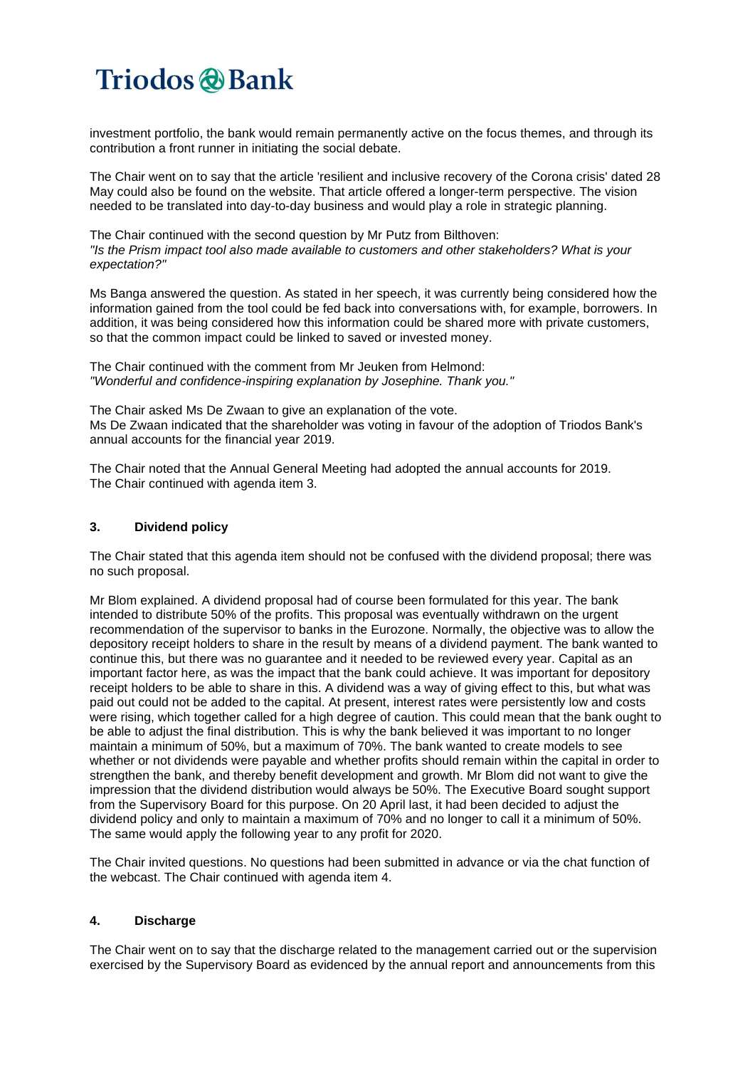investment portfolio, the bank would remain permanently active on the focus themes, and through its contribution a front runner in initiating the social debate.

The Chair went on to say that the article 'resilient and inclusive recovery of the Corona crisis' dated 28 May could also be found on the website. That article offered a longer-term perspective. The vision needed to be translated into day-to-day business and would play a role in strategic planning.

The Chair continued with the second question by Mr Putz from Bilthoven:
*"Is the Prism impact tool also made available to customers and other stakeholders? What is your expectation?"*

Ms Banga answered the question. As stated in her speech, it was currently being considered how the information gained from the tool could be fed back into conversations with, for example, borrowers. In addition, it was being considered how this information could be shared more with private customers, so that the common impact could be linked to saved or invested money.

The Chair continued with the comment from Mr Jeuken from Helmond:
*"Wonderful and confidence-inspiring explanation by Josephine. Thank you."*

The Chair asked Ms De Zwaan to give an explanation of the vote.
Ms De Zwaan indicated that the shareholder was voting in favour of the adoption of Triodos Bank's annual accounts for the financial year 2019.

The Chair noted that the Annual General Meeting had adopted the annual accounts for 2019.
The Chair continued with agenda item 3.

### 3. Dividend policy

The Chair stated that this agenda item should not be confused with the dividend proposal; there was no such proposal.

Mr Blom explained. A dividend proposal had of course been formulated for this year. The bank intended to distribute 50% of the profits. This proposal was eventually withdrawn on the urgent recommendation of the supervisor to banks in the Eurozone. Normally, the objective was to allow the depository receipt holders to share in the result by means of a dividend payment. The bank wanted to continue this, but there was no guarantee and it needed to be reviewed every year. Capital as an important factor here, as was the impact that the bank could achieve. It was important for depository receipt holders to be able to share in this. A dividend was a way of giving effect to this, but what was paid out could not be added to the capital. At present, interest rates were persistently low and costs were rising, which together called for a high degree of caution. This could mean that the bank ought to be able to adjust the final distribution. This is why the bank believed it was important to no longer maintain a minimum of 50%, but a maximum of 70%. The bank wanted to create models to see whether or not dividends were payable and whether profits should remain within the capital in order to strengthen the bank, and thereby benefit development and growth. Mr Blom did not want to give the impression that the dividend distribution would always be 50%. The Executive Board sought support from the Supervisory Board for this purpose. On 20 April last, it had been decided to adjust the dividend policy and only to maintain a maximum of 70% and no longer to call it a minimum of 50%. The same would apply the following year to any profit for 2020.

The Chair invited questions. No questions had been submitted in advance or via the chat function of the webcast. The Chair continued with agenda item 4.

### 4. Discharge

The Chair went on to say that the discharge related to the management carried out or the supervision exercised by the Supervisory Board as evidenced by the annual report and announcements from this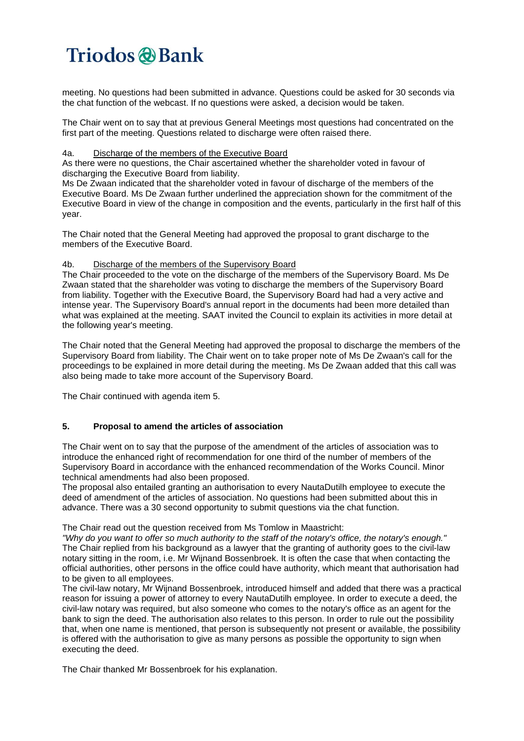meeting. No questions had been submitted in advance. Questions could be asked for 30 seconds via the chat function of the webcast. If no questions were asked, a decision would be taken.

The Chair went on to say that at previous General Meetings most questions had concentrated on the first part of the meeting. Questions related to discharge were often raised there.

4a. Discharge of the members of the Executive Board

As there were no questions, the Chair ascertained whether the shareholder voted in favour of discharging the Executive Board from liability.
Ms De Zwaan indicated that the shareholder voted in favour of discharge of the members of the Executive Board. Ms De Zwaan further underlined the appreciation shown for the commitment of the Executive Board in view of the change in composition and the events, particularly in the first half of this year.

The Chair noted that the General Meeting had approved the proposal to grant discharge to the members of the Executive Board.

4b. Discharge of the members of the Supervisory Board

The Chair proceeded to the vote on the discharge of the members of the Supervisory Board. Ms De Zwaan stated that the shareholder was voting to discharge the members of the Supervisory Board from liability. Together with the Executive Board, the Supervisory Board had had a very active and intense year. The Supervisory Board's annual report in the documents had been more detailed than what was explained at the meeting. SAAT invited the Council to explain its activities in more detail at the following year's meeting.

The Chair noted that the General Meeting had approved the proposal to discharge the members of the Supervisory Board from liability. The Chair went on to take proper note of Ms De Zwaan's call for the proceedings to be explained in more detail during the meeting. Ms De Zwaan added that this call was also being made to take more account of the Supervisory Board.

The Chair continued with agenda item 5.

## 5. Proposal to amend the articles of association

The Chair went on to say that the purpose of the amendment of the articles of association was to introduce the enhanced right of recommendation for one third of the number of members of the Supervisory Board in accordance with the enhanced recommendation of the Works Council. Minor technical amendments had also been proposed.
The proposal also entailed granting an authorisation to every NautaDutilh employee to execute the deed of amendment of the articles of association. No questions had been submitted about this in advance. There was a 30 second opportunity to submit questions via the chat function.

The Chair read out the question received from Ms Tomlow in Maastricht:
*"Why do you want to offer so much authority to the staff of the notary's office, the notary's enough."*
The Chair replied from his background as a lawyer that the granting of authority goes to the civil-law notary sitting in the room, i.e. Mr Wijnand Bossenbroek. It is often the case that when contacting the official authorities, other persons in the office could have authority, which meant that authorisation had to be given to all employees.
The civil-law notary, Mr Wijnand Bossenbroek, introduced himself and added that there was a practical reason for issuing a power of attorney to every NautaDutilh employee. In order to execute a deed, the civil-law notary was required, but also someone who comes to the notary's office as an agent for the bank to sign the deed. The authorisation also relates to this person. In order to rule out the possibility that, when one name is mentioned, that person is subsequently not present or available, the possibility is offered with the authorisation to give as many persons as possible the opportunity to sign when executing the deed.

The Chair thanked Mr Bossenbroek for his explanation.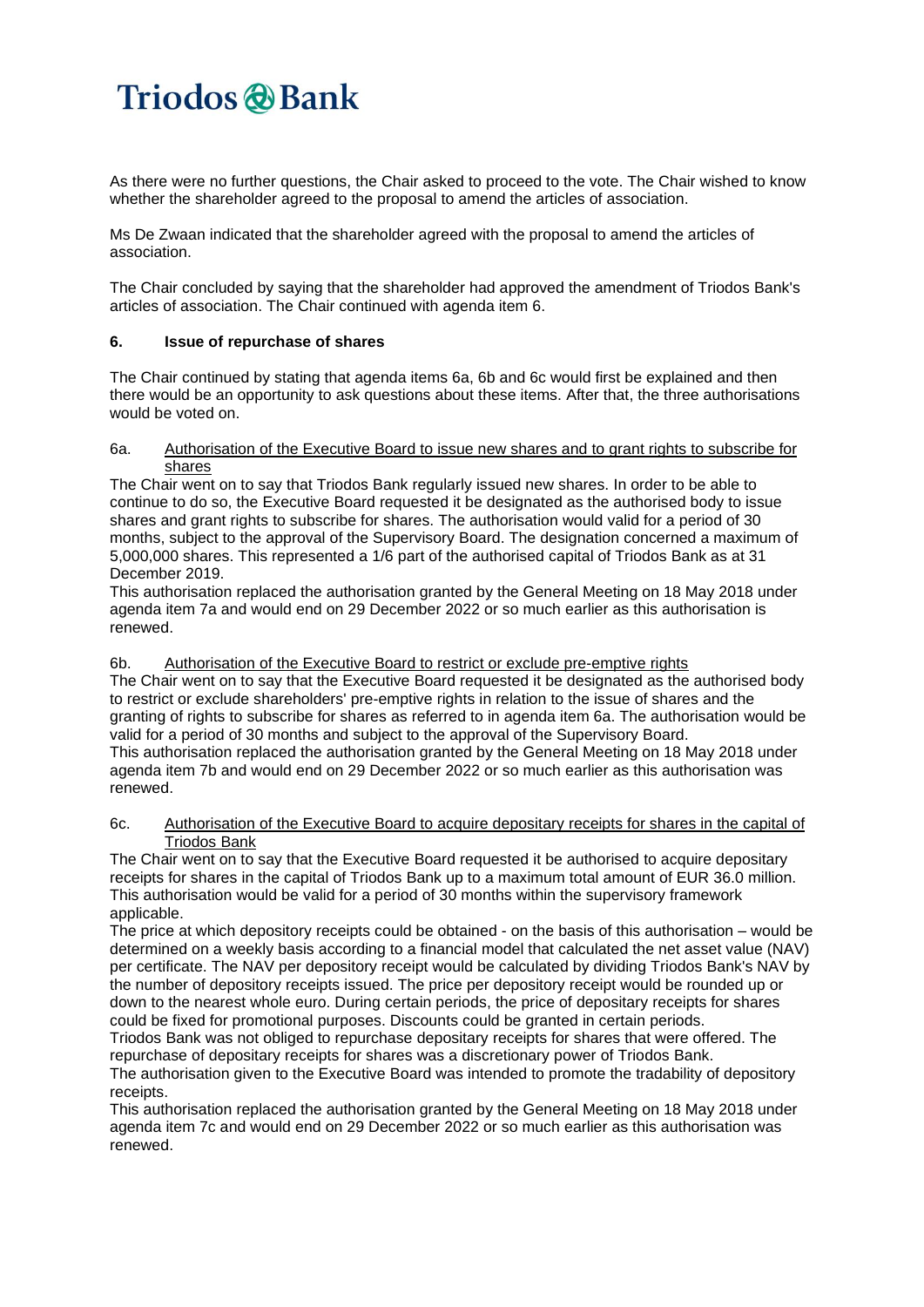As there were no further questions, the Chair asked to proceed to the vote. The Chair wished to know whether the shareholder agreed to the proposal to amend the articles of association.

Ms De Zwaan indicated that the shareholder agreed with the proposal to amend the articles of association.

The Chair concluded by saying that the shareholder had approved the amendment of Triodos Bank's articles of association. The Chair continued with agenda item 6.

### 6. Issue of repurchase of shares

The Chair continued by stating that agenda items 6a, 6b and 6c would first be explained and then there would be an opportunity to ask questions about these items. After that, the three authorisations would be voted on.

6a. Authorisation of the Executive Board to issue new shares and to grant rights to subscribe for shares

The Chair went on to say that Triodos Bank regularly issued new shares. In order to be able to continue to do so, the Executive Board requested it be designated as the authorised body to issue shares and grant rights to subscribe for shares. The authorisation would valid for a period of 30 months, subject to the approval of the Supervisory Board. The designation concerned a maximum of 5,000,000 shares. This represented a 1/6 part of the authorised capital of Triodos Bank as at 31 December 2019.
This authorisation replaced the authorisation granted by the General Meeting on 18 May 2018 under agenda item 7a and would end on 29 December 2022 or so much earlier as this authorisation is renewed.

6b. Authorisation of the Executive Board to restrict or exclude pre-emptive rights

The Chair went on to say that the Executive Board requested it be designated as the authorised body to restrict or exclude shareholders' pre-emptive rights in relation to the issue of shares and the granting of rights to subscribe for shares as referred to in agenda item 6a. The authorisation would be valid for a period of 30 months and subject to the approval of the Supervisory Board.
This authorisation replaced the authorisation granted by the General Meeting on 18 May 2018 under agenda item 7b and would end on 29 December 2022 or so much earlier as this authorisation was renewed.

6c. Authorisation of the Executive Board to acquire depositary receipts for shares in the capital of Triodos Bank

The Chair went on to say that the Executive Board requested it be authorised to acquire depositary receipts for shares in the capital of Triodos Bank up to a maximum total amount of EUR 36.0 million. This authorisation would be valid for a period of 30 months within the supervisory framework applicable.
The price at which depository receipts could be obtained - on the basis of this authorisation – would be determined on a weekly basis according to a financial model that calculated the net asset value (NAV) per certificate. The NAV per depository receipt would be calculated by dividing Triodos Bank's NAV by the number of depository receipts issued. The price per depository receipt would be rounded up or down to the nearest whole euro. During certain periods, the price of depositary receipts for shares could be fixed for promotional purposes. Discounts could be granted in certain periods.
Triodos Bank was not obliged to repurchase depositary receipts for shares that were offered. The repurchase of depositary receipts for shares was a discretionary power of Triodos Bank.
The authorisation given to the Executive Board was intended to promote the tradability of depository receipts.
This authorisation replaced the authorisation granted by the General Meeting on 18 May 2018 under agenda item 7c and would end on 29 December 2022 or so much earlier as this authorisation was renewed.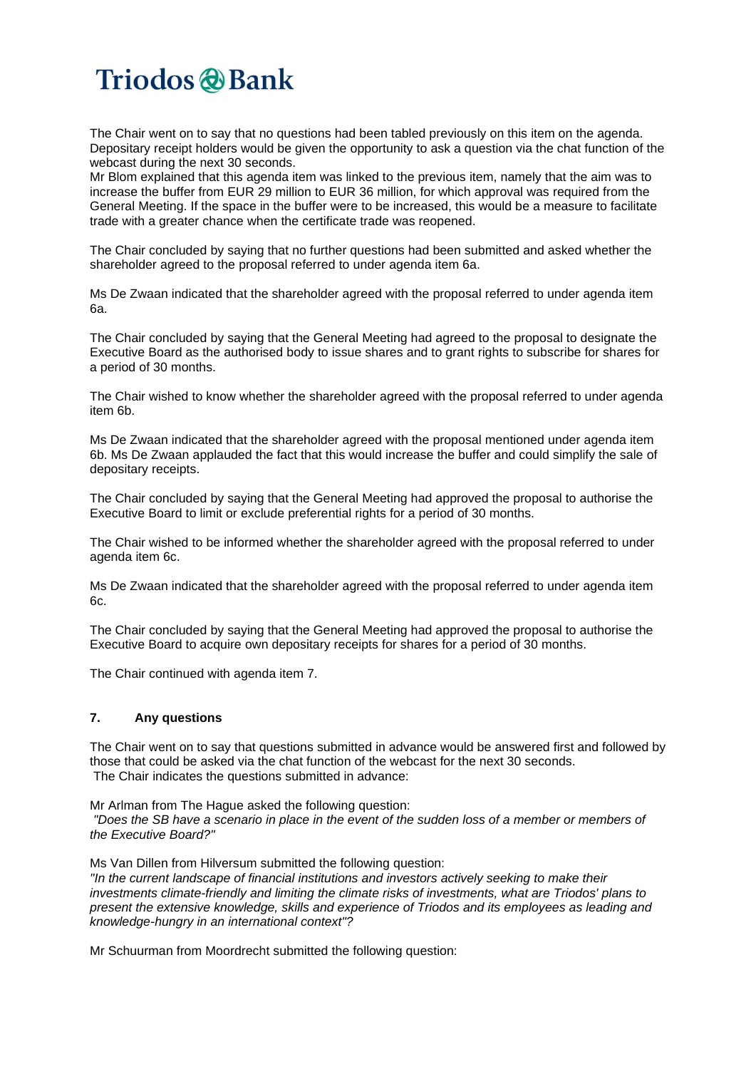The Chair went on to say that no questions had been tabled previously on this item on the agenda. Depositary receipt holders would be given the opportunity to ask a question via the chat function of the webcast during the next 30 seconds.
Mr Blom explained that this agenda item was linked to the previous item, namely that the aim was to increase the buffer from EUR 29 million to EUR 36 million, for which approval was required from the General Meeting. If the space in the buffer were to be increased, this would be a measure to facilitate trade with a greater chance when the certificate trade was reopened.

The Chair concluded by saying that no further questions had been submitted and asked whether the shareholder agreed to the proposal referred to under agenda item 6a.

Ms De Zwaan indicated that the shareholder agreed with the proposal referred to under agenda item 6a.

The Chair concluded by saying that the General Meeting had agreed to the proposal to designate the Executive Board as the authorised body to issue shares and to grant rights to subscribe for shares for a period of 30 months.

The Chair wished to know whether the shareholder agreed with the proposal referred to under agenda item 6b.

Ms De Zwaan indicated that the shareholder agreed with the proposal mentioned under agenda item 6b. Ms De Zwaan applauded the fact that this would increase the buffer and could simplify the sale of depositary receipts.

The Chair concluded by saying that the General Meeting had approved the proposal to authorise the Executive Board to limit or exclude preferential rights for a period of 30 months.

The Chair wished to be informed whether the shareholder agreed with the proposal referred to under agenda item 6c.

Ms De Zwaan indicated that the shareholder agreed with the proposal referred to under agenda item 6c.

The Chair concluded by saying that the General Meeting had approved the proposal to authorise the Executive Board to acquire own depositary receipts for shares for a period of 30 months.

The Chair continued with agenda item 7.

### 7. Any questions

The Chair went on to say that questions submitted in advance would be answered first and followed by those that could be asked via the chat function of the webcast for the next 30 seconds.
The Chair indicates the questions submitted in advance:

Mr Arlman from The Hague asked the following question:
*"Does the SB have a scenario in place in the event of the sudden loss of a member or members of the Executive Board?"*

Ms Van Dillen from Hilversum submitted the following question:
*"In the current landscape of financial institutions and investors actively seeking to make their investments climate-friendly and limiting the climate risks of investments, what are Triodos' plans to present the extensive knowledge, skills and experience of Triodos and its employees as leading and knowledge-hungry in an international context"?*

Mr Schuurman from Moordrecht submitted the following question: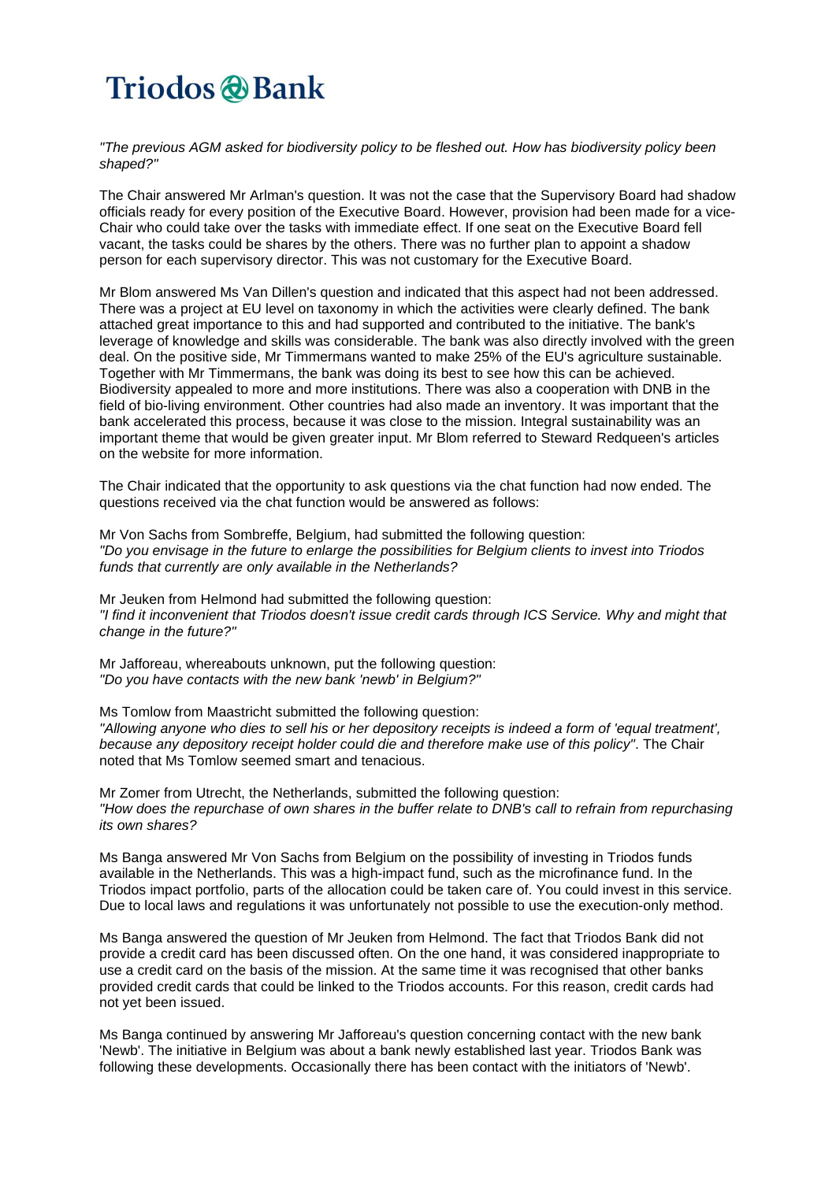*"The previous AGM asked for biodiversity policy to be fleshed out. How has biodiversity policy been shaped?"*

The Chair answered Mr Arlman's question. It was not the case that the Supervisory Board had shadow officials ready for every position of the Executive Board. However, provision had been made for a vice-Chair who could take over the tasks with immediate effect. If one seat on the Executive Board fell vacant, the tasks could be shares by the others. There was no further plan to appoint a shadow person for each supervisory director. This was not customary for the Executive Board.

Mr Blom answered Ms Van Dillen's question and indicated that this aspect had not been addressed. There was a project at EU level on taxonomy in which the activities were clearly defined. The bank attached great importance to this and had supported and contributed to the initiative. The bank's leverage of knowledge and skills was considerable. The bank was also directly involved with the green deal. On the positive side, Mr Timmermans wanted to make 25% of the EU's agriculture sustainable. Together with Mr Timmermans, the bank was doing its best to see how this can be achieved. Biodiversity appealed to more and more institutions. There was also a cooperation with DNB in the field of bio-living environment. Other countries had also made an inventory. It was important that the bank accelerated this process, because it was close to the mission. Integral sustainability was an important theme that would be given greater input. Mr Blom referred to Steward Redqueen's articles on the website for more information.

The Chair indicated that the opportunity to ask questions via the chat function had now ended. The questions received via the chat function would be answered as follows:

Mr Von Sachs from Sombreffe, Belgium, had submitted the following question:
*"Do you envisage in the future to enlarge the possibilities for Belgium clients to invest into Triodos funds that currently are only available in the Netherlands?*

Mr Jeuken from Helmond had submitted the following question:
*"I find it inconvenient that Triodos doesn't issue credit cards through ICS Service. Why and might that change in the future?"*

Mr Jafforeau, whereabouts unknown, put the following question:
*"Do you have contacts with the new bank 'newb' in Belgium?"*

Ms Tomlow from Maastricht submitted the following question:
*"Allowing anyone who dies to sell his or her depository receipts is indeed a form of 'equal treatment', because any depository receipt holder could die and therefore make use of this policy"*. The Chair noted that Ms Tomlow seemed smart and tenacious.

Mr Zomer from Utrecht, the Netherlands, submitted the following question:
*"How does the repurchase of own shares in the buffer relate to DNB's call to refrain from repurchasing its own shares?*

Ms Banga answered Mr Von Sachs from Belgium on the possibility of investing in Triodos funds available in the Netherlands. This was a high-impact fund, such as the microfinance fund. In the Triodos impact portfolio, parts of the allocation could be taken care of. You could invest in this service. Due to local laws and regulations it was unfortunately not possible to use the execution-only method.

Ms Banga answered the question of Mr Jeuken from Helmond. The fact that Triodos Bank did not provide a credit card has been discussed often. On the one hand, it was considered inappropriate to use a credit card on the basis of the mission. At the same time it was recognised that other banks provided credit cards that could be linked to the Triodos accounts. For this reason, credit cards had not yet been issued.

Ms Banga continued by answering Mr Jafforeau's question concerning contact with the new bank 'Newb'. The initiative in Belgium was about a bank newly established last year. Triodos Bank was following these developments. Occasionally there has been contact with the initiators of 'Newb'.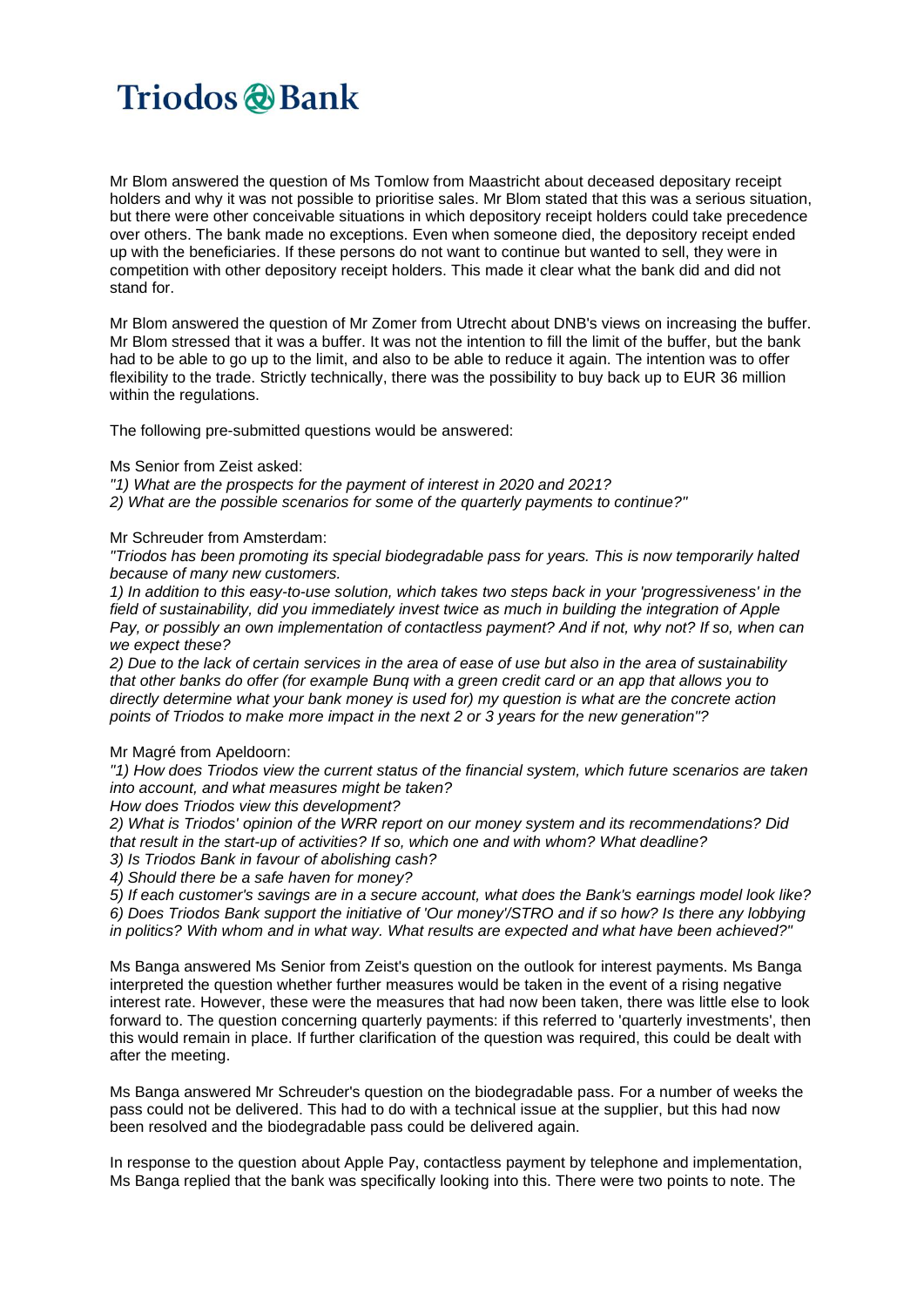Mr Blom answered the question of Ms Tomlow from Maastricht about deceased depositary receipt holders and why it was not possible to prioritise sales. Mr Blom stated that this was a serious situation, but there were other conceivable situations in which depository receipt holders could take precedence over others. The bank made no exceptions. Even when someone died, the depository receipt ended up with the beneficiaries. If these persons do not want to continue but wanted to sell, they were in competition with other depository receipt holders. This made it clear what the bank did and did not stand for.

Mr Blom answered the question of Mr Zomer from Utrecht about DNB's views on increasing the buffer. Mr Blom stressed that it was a buffer. It was not the intention to fill the limit of the buffer, but the bank had to be able to go up to the limit, and also to be able to reduce it again. The intention was to offer flexibility to the trade. Strictly technically, there was the possibility to buy back up to EUR 36 million within the regulations.

The following pre-submitted questions would be answered:

Ms Senior from Zeist asked:

*"1) What are the prospects for the payment of interest in 2020 and 2021?*
*2) What are the possible scenarios for some of the quarterly payments to continue?"*

Mr Schreuder from Amsterdam:

*"Triodos has been promoting its special biodegradable pass for years. This is now temporarily halted because of many new customers.*
*1) In addition to this easy-to-use solution, which takes two steps back in your 'progressiveness' in the field of sustainability, did you immediately invest twice as much in building the integration of Apple Pay, or possibly an own implementation of contactless payment? And if not, why not? If so, when can we expect these?*
*2) Due to the lack of certain services in the area of ease of use but also in the area of sustainability that other banks do offer (for example Bunq with a green credit card or an app that allows you to directly determine what your bank money is used for) my question is what are the concrete action points of Triodos to make more impact in the next 2 or 3 years for the new generation"?*

Mr Magré from Apeldoorn:

*"1) How does Triodos view the current status of the financial system, which future scenarios are taken into account, and what measures might be taken?*
*How does Triodos view this development?*
*2) What is Triodos' opinion of the WRR report on our money system and its recommendations? Did that result in the start-up of activities? If so, which one and with whom? What deadline?*
*3) Is Triodos Bank in favour of abolishing cash?*
*4) Should there be a safe haven for money?*
*5) If each customer's savings are in a secure account, what does the Bank's earnings model look like?*
*6) Does Triodos Bank support the initiative of 'Our money'/STRO and if so how? Is there any lobbying in politics? With whom and in what way. What results are expected and what have been achieved?"*

Ms Banga answered Ms Senior from Zeist's question on the outlook for interest payments. Ms Banga interpreted the question whether further measures would be taken in the event of a rising negative interest rate. However, these were the measures that had now been taken, there was little else to look forward to. The question concerning quarterly payments: if this referred to 'quarterly investments', then this would remain in place. If further clarification of the question was required, this could be dealt with after the meeting.

Ms Banga answered Mr Schreuder's question on the biodegradable pass. For a number of weeks the pass could not be delivered. This had to do with a technical issue at the supplier, but this had now been resolved and the biodegradable pass could be delivered again.

In response to the question about Apple Pay, contactless payment by telephone and implementation, Ms Banga replied that the bank was specifically looking into this. There were two points to note. The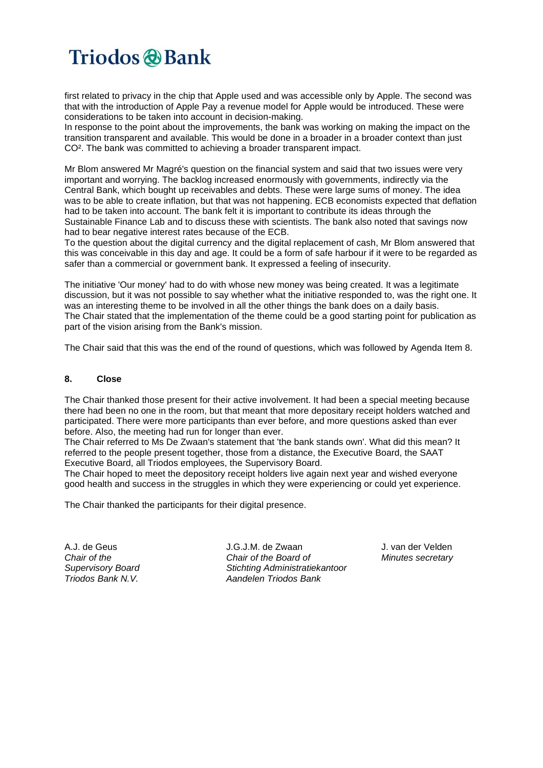first related to privacy in the chip that Apple used and was accessible only by Apple. The second was that with the introduction of Apple Pay a revenue model for Apple would be introduced. These were considerations to be taken into account in decision-making.
In response to the point about the improvements, the bank was working on making the impact on the transition transparent and available. This would be done in a broader in a broader context than just $CO^2$. The bank was committed to achieving a broader transparent impact.

Mr Blom answered Mr Magré's question on the financial system and said that two issues were very important and worrying. The backlog increased enormously with governments, indirectly via the Central Bank, which bought up receivables and debts. These were large sums of money. The idea was to be able to create inflation, but that was not happening. ECB economists expected that deflation had to be taken into account. The bank felt it is important to contribute its ideas through the Sustainable Finance Lab and to discuss these with scientists. The bank also noted that savings now had to bear negative interest rates because of the ECB.
To the question about the digital currency and the digital replacement of cash, Mr Blom answered that this was conceivable in this day and age. It could be a form of safe harbour if it were to be regarded as safer than a commercial or government bank. It expressed a feeling of insecurity.

The initiative 'Our money' had to do with whose new money was being created. It was a legitimate discussion, but it was not possible to say whether what the initiative responded to, was the right one. It was an interesting theme to be involved in all the other things the bank does on a daily basis.
The Chair stated that the implementation of the theme could be a good starting point for publication as part of the vision arising from the Bank's mission.

The Chair said that this was the end of the round of questions, which was followed by Agenda Item 8.

## 8. Close

The Chair thanked those present for their active involvement. It had been a special meeting because there had been no one in the room, but that meant that more depositary receipt holders watched and participated. There were more participants than ever before, and more questions asked than ever before. Also, the meeting had run for longer than ever.
The Chair referred to Ms De Zwaan's statement that 'the bank stands own'. What did this mean? It referred to the people present together, those from a distance, the Executive Board, the SAAT Executive Board, all Triodos employees, the Supervisory Board.
The Chair hoped to meet the depository receipt holders live again next year and wished everyone good health and success in the struggles in which they were experiencing or could yet experience.

The Chair thanked the participants for their digital presence.

| | | |
|---|---|---|
| A.J. de Geus<br>*Chair of the Supervisory Board Triodos Bank N.V.* | J.G.J.M. de Zwaan<br>*Chair of the Board of Stichting Administratiekantoor Aandelen Triodos Bank* | J. van der Velden<br>*Minutes secretary* |